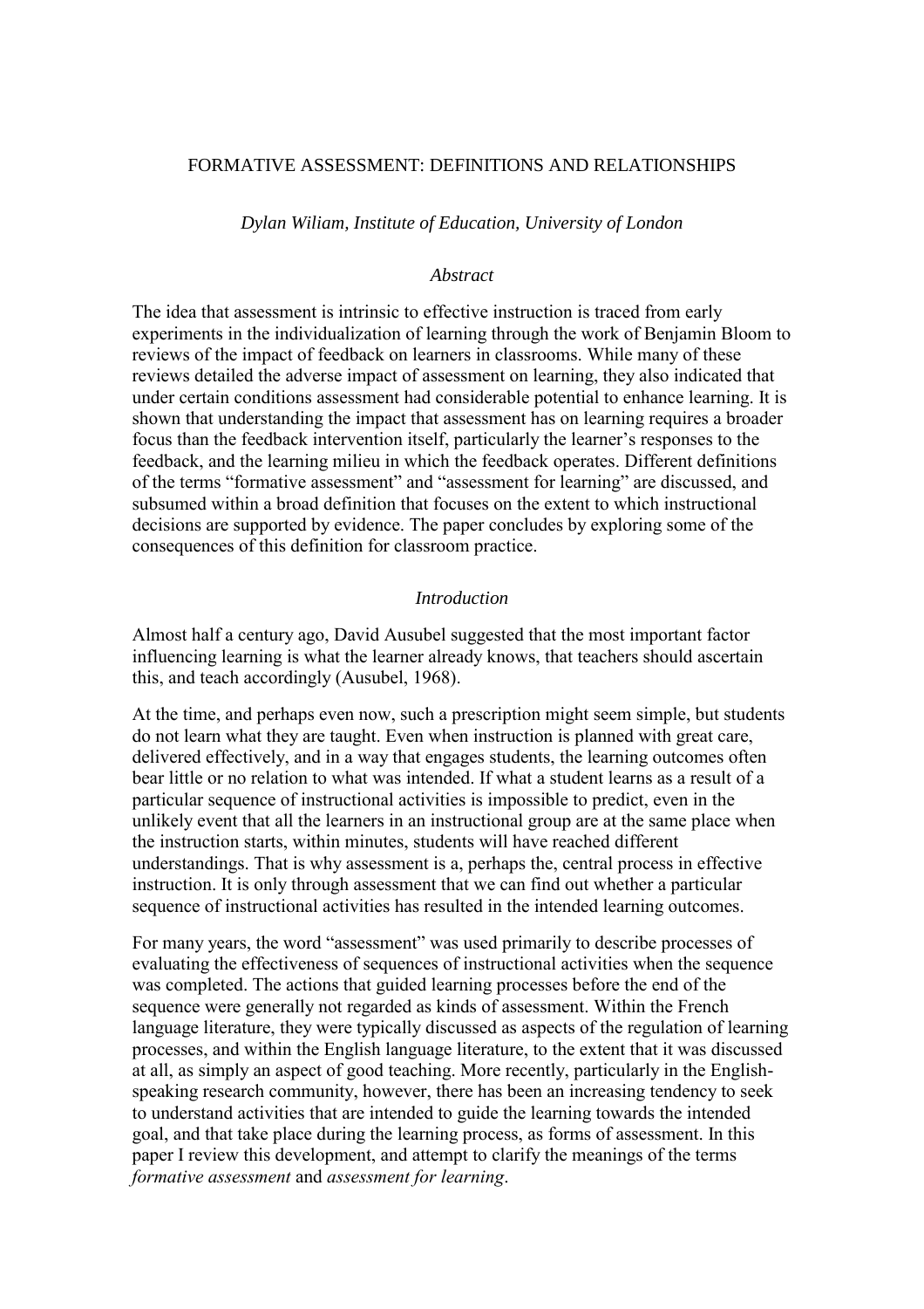# FORMATIVE ASSESSMENT: DEFINITIONS AND RELATIONSHIPS

*Dylan Wiliam, Institute of Education, University of London*

## *Abstract*

The idea that assessment is intrinsic to effective instruction is traced from early experiments in the individualization of learning through the work of Benjamin Bloom to reviews of the impact of feedback on learners in classrooms. While many of these reviews detailed the adverse impact of assessment on learning, they also indicated that under certain conditions assessment had considerable potential to enhance learning. It is shown that understanding the impact that assessment has on learning requires a broader focus than the feedback intervention itself, particularly the learner's responses to the feedback, and the learning milieu in which the feedback operates. Different definitions of the terms "formative assessment" and "assessment for learning" are discussed, and subsumed within a broad definition that focuses on the extent to which instructional decisions are supported by evidence. The paper concludes by exploring some of the consequences of this definition for classroom practice.

## *Introduction*

Almost half a century ago, David Ausubel suggested that the most important factor influencing learning is what the learner already knows, that teachers should ascertain this, and teach accordingly (Ausubel, 1968).

At the time, and perhaps even now, such a prescription might seem simple, but students do not learn what they are taught. Even when instruction is planned with great care, delivered effectively, and in a way that engages students, the learning outcomes often bear little or no relation to what was intended. If what a student learns as a result of a particular sequence of instructional activities is impossible to predict, even in the unlikely event that all the learners in an instructional group are at the same place when the instruction starts, within minutes, students will have reached different understandings. That is why assessment is a, perhaps the, central process in effective instruction. It is only through assessment that we can find out whether a particular sequence of instructional activities has resulted in the intended learning outcomes.

For many years, the word "assessment" was used primarily to describe processes of evaluating the effectiveness of sequences of instructional activities when the sequence was completed. The actions that guided learning processes before the end of the sequence were generally not regarded as kinds of assessment. Within the French language literature, they were typically discussed as aspects of the regulation of learning processes, and within the English language literature, to the extent that it was discussed at all, as simply an aspect of good teaching. More recently, particularly in the English-speaking research community, however, there has been an increasing tendency to seek to understand activities that are intended to guide the learning towards the intended goal, and that take place during the learning process, as forms of assessment. In this paper I review this development, and attempt to clarify the meanings of the terms *formative assessment* and *assessment for learning*.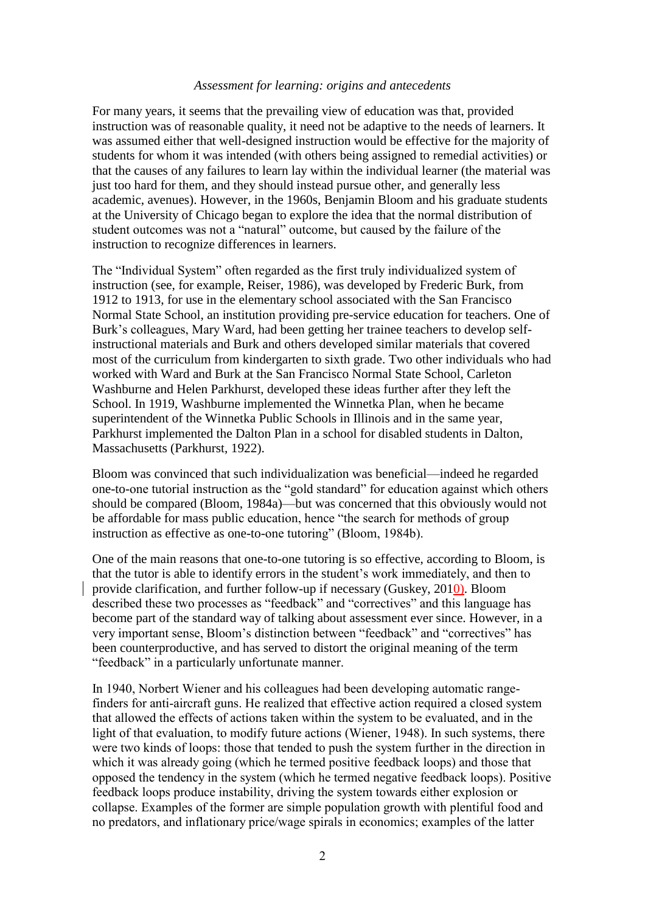*Assessment for learning: origins and antecedents*

For many years, it seems that the prevailing view of education was that, provided instruction was of reasonable quality, it need not be adaptive to the needs of learners. It was assumed either that well-designed instruction would be effective for the majority of students for whom it was intended (with others being assigned to remedial activities) or that the causes of any failures to learn lay within the individual learner (the material was just too hard for them, and they should instead pursue other, and generally less academic, avenues). However, in the 1960s, Benjamin Bloom and his graduate students at the University of Chicago began to explore the idea that the normal distribution of student outcomes was not a "natural" outcome, but caused by the failure of the instruction to recognize differences in learners.

The "Individual System" often regarded as the first truly individualized system of instruction (see, for example, Reiser, 1986), was developed by Frederic Burk, from 1912 to 1913, for use in the elementary school associated with the San Francisco Normal State School, an institution providing pre-service education for teachers. One of Burk's colleagues, Mary Ward, had been getting her trainee teachers to develop self-instructional materials and Burk and others developed similar materials that covered most of the curriculum from kindergarten to sixth grade. Two other individuals who had worked with Ward and Burk at the San Francisco Normal State School, Carleton Washburne and Helen Parkhurst, developed these ideas further after they left the School. In 1919, Washburne implemented the Winnetka Plan, when he became superintendent of the Winnetka Public Schools in Illinois and in the same year, Parkhurst implemented the Dalton Plan in a school for disabled students in Dalton, Massachusetts (Parkhurst, 1922).

Bloom was convinced that such individualization was beneficial—indeed he regarded one-to-one tutorial instruction as the "gold standard" for education against which others should be compared (Bloom, 1984a)—but was concerned that this obviously would not be affordable for mass public education, hence "the search for methods of group instruction as effective as one-to-one tutoring" (Bloom, 1984b).

One of the main reasons that one-to-one tutoring is so effective, according to Bloom, is that the tutor is able to identify errors in the student's work immediately, and then to provide clarification, and further follow-up if necessary (Guskey, 2010). Bloom described these two processes as "feedback" and "correctives" and this language has become part of the standard way of talking about assessment ever since. However, in a very important sense, Bloom's distinction between "feedback" and "correctives" has been counterproductive, and has served to distort the original meaning of the term "feedback" in a particularly unfortunate manner.

In 1940, Norbert Wiener and his colleagues had been developing automatic range-finders for anti-aircraft guns. He realized that effective action required a closed system that allowed the effects of actions taken within the system to be evaluated, and in the light of that evaluation, to modify future actions (Wiener, 1948). In such systems, there were two kinds of loops: those that tended to push the system further in the direction in which it was already going (which he termed positive feedback loops) and those that opposed the tendency in the system (which he termed negative feedback loops). Positive feedback loops produce instability, driving the system towards either explosion or collapse. Examples of the former are simple population growth with plentiful food and no predators, and inflationary price/wage spirals in economics; examples of the latter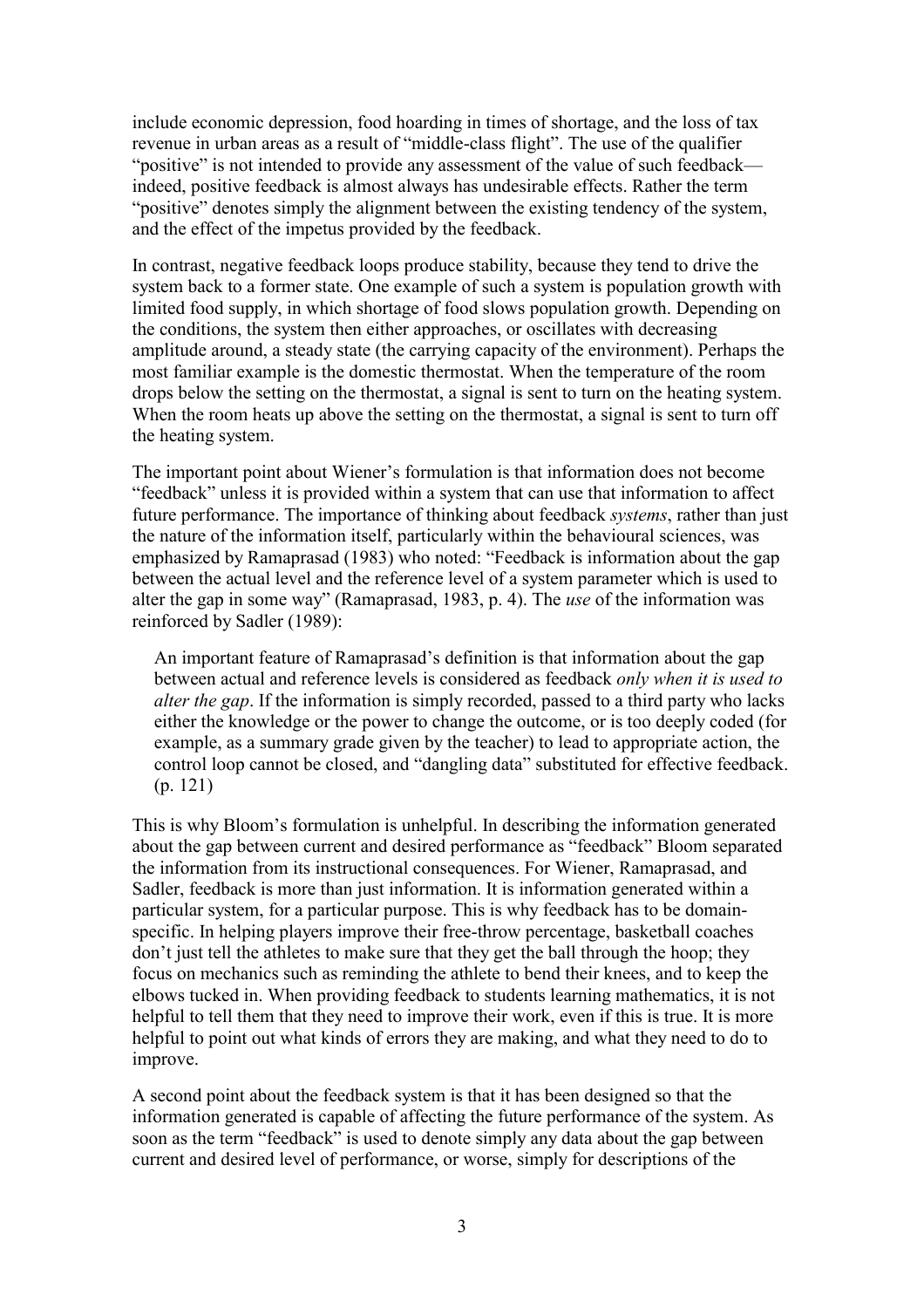include economic depression, food hoarding in times of shortage, and the loss of tax revenue in urban areas as a result of "middle-class flight". The use of the qualifier "positive" is not intended to provide any assessment of the value of such feedback—indeed, positive feedback is almost always has undesirable effects. Rather the term "positive" denotes simply the alignment between the existing tendency of the system, and the effect of the impetus provided by the feedback.

In contrast, negative feedback loops produce stability, because they tend to drive the system back to a former state. One example of such a system is population growth with limited food supply, in which shortage of food slows population growth. Depending on the conditions, the system then either approaches, or oscillates with decreasing amplitude around, a steady state (the carrying capacity of the environment). Perhaps the most familiar example is the domestic thermostat. When the temperature of the room drops below the setting on the thermostat, a signal is sent to turn on the heating system. When the room heats up above the setting on the thermostat, a signal is sent to turn off the heating system.

The important point about Wiener's formulation is that information does not become "feedback" unless it is provided within a system that can use that information to affect future performance. The importance of thinking about feedback *systems*, rather than just the nature of the information itself, particularly within the behavioural sciences, was emphasized by Ramaprasad (1983) who noted: "Feedback is information about the gap between the actual level and the reference level of a system parameter which is used to alter the gap in some way" (Ramaprasad, 1983, p. 4). The *use* of the information was reinforced by Sadler (1989):

> An important feature of Ramaprasad's definition is that information about the gap between actual and reference levels is considered as feedback *only when it is used to alter the gap*. If the information is simply recorded, passed to a third party who lacks either the knowledge or the power to change the outcome, or is too deeply coded (for example, as a summary grade given by the teacher) to lead to appropriate action, the control loop cannot be closed, and "dangling data" substituted for effective feedback. (p. 121)

This is why Bloom's formulation is unhelpful. In describing the information generated about the gap between current and desired performance as "feedback" Bloom separated the information from its instructional consequences. For Wiener, Ramaprasad, and Sadler, feedback is more than just information. It is information generated within a particular system, for a particular purpose. This is why feedback has to be domain-specific. In helping players improve their free-throw percentage, basketball coaches don't just tell the athletes to make sure that they get the ball through the hoop; they focus on mechanics such as reminding the athlete to bend their knees, and to keep the elbows tucked in. When providing feedback to students learning mathematics, it is not helpful to tell them that they need to improve their work, even if this is true. It is more helpful to point out what kinds of errors they are making, and what they need to do to improve.

A second point about the feedback system is that it has been designed so that the information generated is capable of affecting the future performance of the system. As soon as the term "feedback" is used to denote simply any data about the gap between current and desired level of performance, or worse, simply for descriptions of the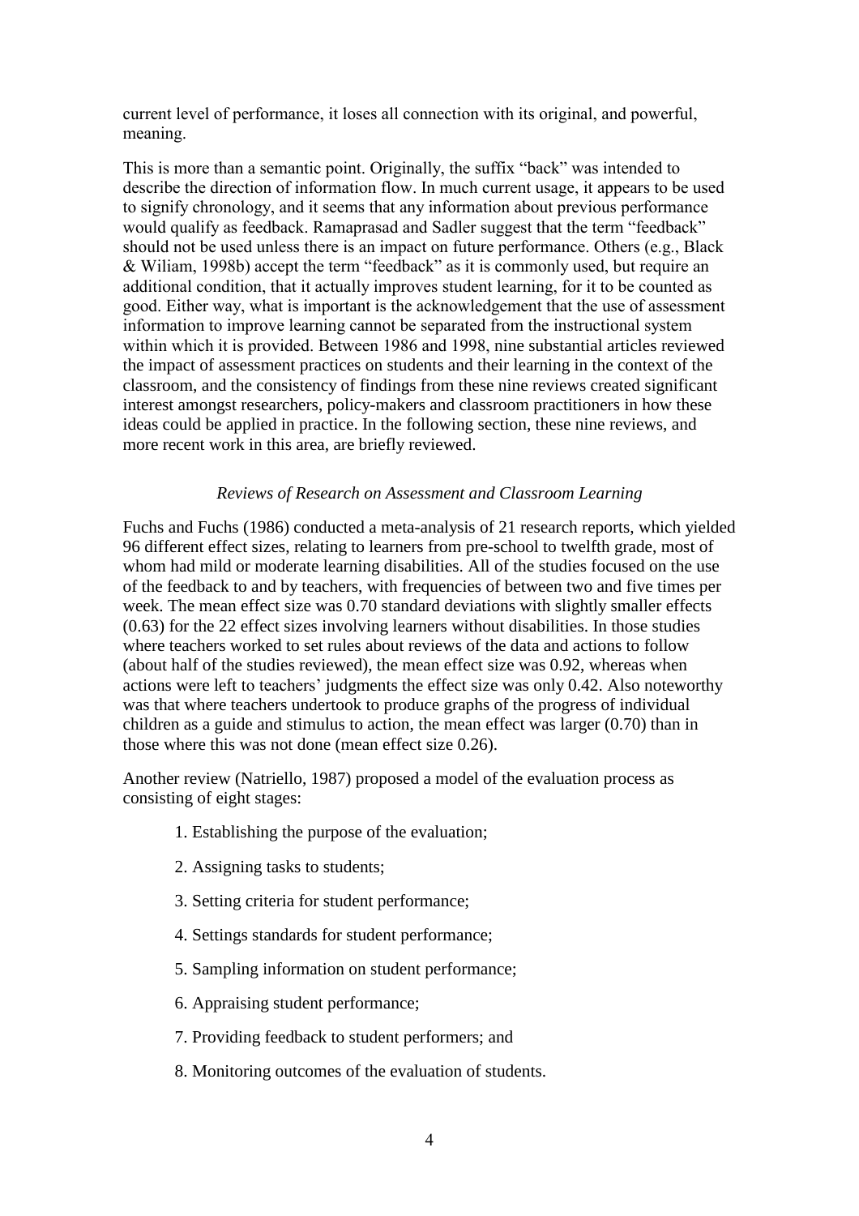current level of performance, it loses all connection with its original, and powerful, meaning.

This is more than a semantic point. Originally, the suffix "back" was intended to describe the direction of information flow. In much current usage, it appears to be used to signify chronology, and it seems that any information about previous performance would qualify as feedback. Ramaprasad and Sadler suggest that the term "feedback" should not be used unless there is an impact on future performance. Others (e.g., Black & Wiliam, 1998b) accept the term "feedback" as it is commonly used, but require an additional condition, that it actually improves student learning, for it to be counted as good. Either way, what is important is the acknowledgement that the use of assessment information to improve learning cannot be separated from the instructional system within which it is provided. Between 1986 and 1998, nine substantial articles reviewed the impact of assessment practices on students and their learning in the context of the classroom, and the consistency of findings from these nine reviews created significant interest amongst researchers, policy-makers and classroom practitioners in how these ideas could be applied in practice. In the following section, these nine reviews, and more recent work in this area, are briefly reviewed.

### *Reviews of Research on Assessment and Classroom Learning*

Fuchs and Fuchs (1986) conducted a meta-analysis of 21 research reports, which yielded 96 different effect sizes, relating to learners from pre-school to twelfth grade, most of whom had mild or moderate learning disabilities. All of the studies focused on the use of the feedback to and by teachers, with frequencies of between two and five times per week. The mean effect size was 0.70 standard deviations with slightly smaller effects (0.63) for the 22 effect sizes involving learners without disabilities. In those studies where teachers worked to set rules about reviews of the data and actions to follow (about half of the studies reviewed), the mean effect size was 0.92, whereas when actions were left to teachers' judgments the effect size was only 0.42. Also noteworthy was that where teachers undertook to produce graphs of the progress of individual children as a guide and stimulus to action, the mean effect was larger (0.70) than in those where this was not done (mean effect size 0.26).

Another review (Natriello, 1987) proposed a model of the evaluation process as consisting of eight stages:

1. Establishing the purpose of the evaluation;
2. Assigning tasks to students;
3. Setting criteria for student performance;
4. Settings standards for student performance;
5. Sampling information on student performance;
6. Appraising student performance;
7. Providing feedback to student performers; and
8. Monitoring outcomes of the evaluation of students.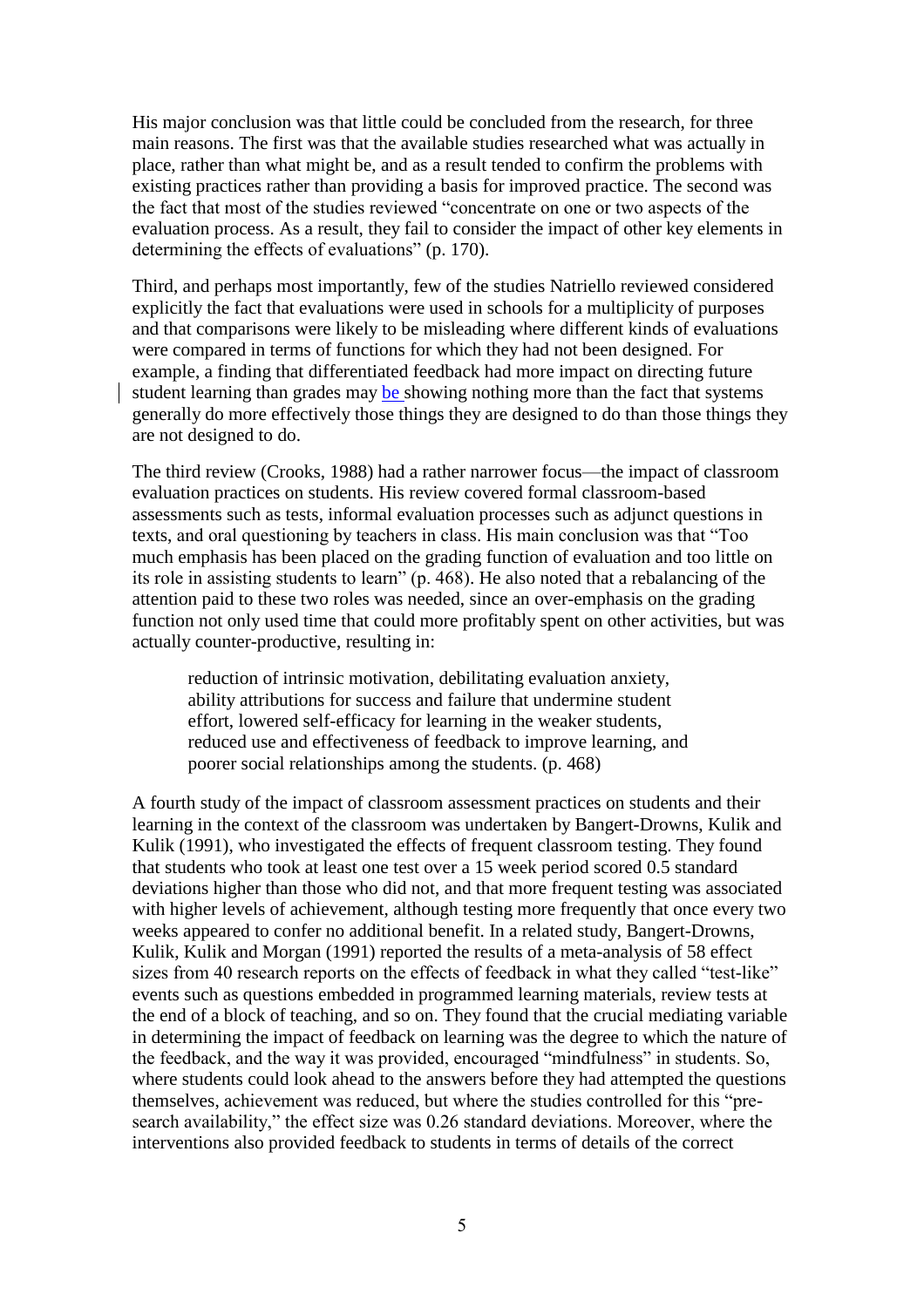His major conclusion was that little could be concluded from the research, for three main reasons. The first was that the available studies researched what was actually in place, rather than what might be, and as a result tended to confirm the problems with existing practices rather than providing a basis for improved practice. The second was the fact that most of the studies reviewed "concentrate on one or two aspects of the evaluation process. As a result, they fail to consider the impact of other key elements in determining the effects of evaluations" (p. 170).

Third, and perhaps most importantly, few of the studies Natriello reviewed considered explicitly the fact that evaluations were used in schools for a multiplicity of purposes and that comparisons were likely to be misleading where different kinds of evaluations were compared in terms of functions for which they had not been designed. For example, a finding that differentiated feedback had more impact on directing future student learning than grades may be showing nothing more than the fact that systems generally do more effectively those things they are designed to do than those things they are not designed to do.

The third review (Crooks, 1988) had a rather narrower focus—the impact of classroom evaluation practices on students. His review covered formal classroom-based assessments such as tests, informal evaluation processes such as adjunct questions in texts, and oral questioning by teachers in class. His main conclusion was that "Too much emphasis has been placed on the grading function of evaluation and too little on its role in assisting students to learn" (p. 468). He also noted that a rebalancing of the attention paid to these two roles was needed, since an over-emphasis on the grading function not only used time that could more profitably spent on other activities, but was actually counter-productive, resulting in:

> reduction of intrinsic motivation, debilitating evaluation anxiety, ability attributions for success and failure that undermine student effort, lowered self-efficacy for learning in the weaker students, reduced use and effectiveness of feedback to improve learning, and poorer social relationships among the students. (p. 468)

A fourth study of the impact of classroom assessment practices on students and their learning in the context of the classroom was undertaken by Bangert-Drowns, Kulik and Kulik (1991), who investigated the effects of frequent classroom testing. They found that students who took at least one test over a 15 week period scored 0.5 standard deviations higher than those who did not, and that more frequent testing was associated with higher levels of achievement, although testing more frequently that once every two weeks appeared to confer no additional benefit. In a related study, Bangert-Drowns, Kulik, Kulik and Morgan (1991) reported the results of a meta-analysis of 58 effect sizes from 40 research reports on the effects of feedback in what they called "test-like" events such as questions embedded in programmed learning materials, review tests at the end of a block of teaching, and so on. They found that the crucial mediating variable in determining the impact of feedback on learning was the degree to which the nature of the feedback, and the way it was provided, encouraged "mindfulness" in students. So, where students could look ahead to the answers before they had attempted the questions themselves, achievement was reduced, but where the studies controlled for this "pre-search availability," the effect size was 0.26 standard deviations. Moreover, where the interventions also provided feedback to students in terms of details of the correct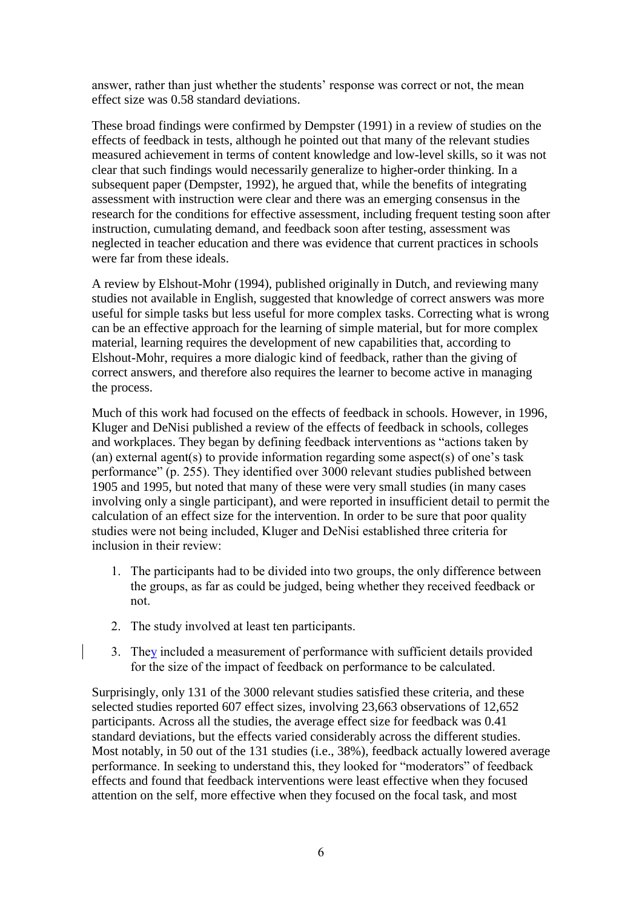answer, rather than just whether the students' response was correct or not, the mean effect size was 0.58 standard deviations.

These broad findings were confirmed by Dempster (1991) in a review of studies on the effects of feedback in tests, although he pointed out that many of the relevant studies measured achievement in terms of content knowledge and low-level skills, so it was not clear that such findings would necessarily generalize to higher-order thinking. In a subsequent paper (Dempster, 1992), he argued that, while the benefits of integrating assessment with instruction were clear and there was an emerging consensus in the research for the conditions for effective assessment, including frequent testing soon after instruction, cumulating demand, and feedback soon after testing, assessment was neglected in teacher education and there was evidence that current practices in schools were far from these ideals.

A review by Elshout-Mohr (1994), published originally in Dutch, and reviewing many studies not available in English, suggested that knowledge of correct answers was more useful for simple tasks but less useful for more complex tasks. Correcting what is wrong can be an effective approach for the learning of simple material, but for more complex material, learning requires the development of new capabilities that, according to Elshout-Mohr, requires a more dialogic kind of feedback, rather than the giving of correct answers, and therefore also requires the learner to become active in managing the process.

Much of this work had focused on the effects of feedback in schools. However, in 1996, Kluger and DeNisi published a review of the effects of feedback in schools, colleges and workplaces. They began by defining feedback interventions as "actions taken by (an) external agent(s) to provide information regarding some aspect(s) of one's task performance" (p. 255). They identified over 3000 relevant studies published between 1905 and 1995, but noted that many of these were very small studies (in many cases involving only a single participant), and were reported in insufficient detail to permit the calculation of an effect size for the intervention. In order to be sure that poor quality studies were not being included, Kluger and DeNisi established three criteria for inclusion in their review:

1. The participants had to be divided into two groups, the only difference between the groups, as far as could be judged, being whether they received feedback or not.
2. The study involved at least ten participants.
3. They included a measurement of performance with sufficient details provided for the size of the impact of feedback on performance to be calculated.

Surprisingly, only 131 of the 3000 relevant studies satisfied these criteria, and these selected studies reported 607 effect sizes, involving 23,663 observations of 12,652 participants. Across all the studies, the average effect size for feedback was 0.41 standard deviations, but the effects varied considerably across the different studies. Most notably, in 50 out of the 131 studies (i.e., 38%), feedback actually lowered average performance. In seeking to understand this, they looked for "moderators" of feedback effects and found that feedback interventions were least effective when they focused attention on the self, more effective when they focused on the focal task, and most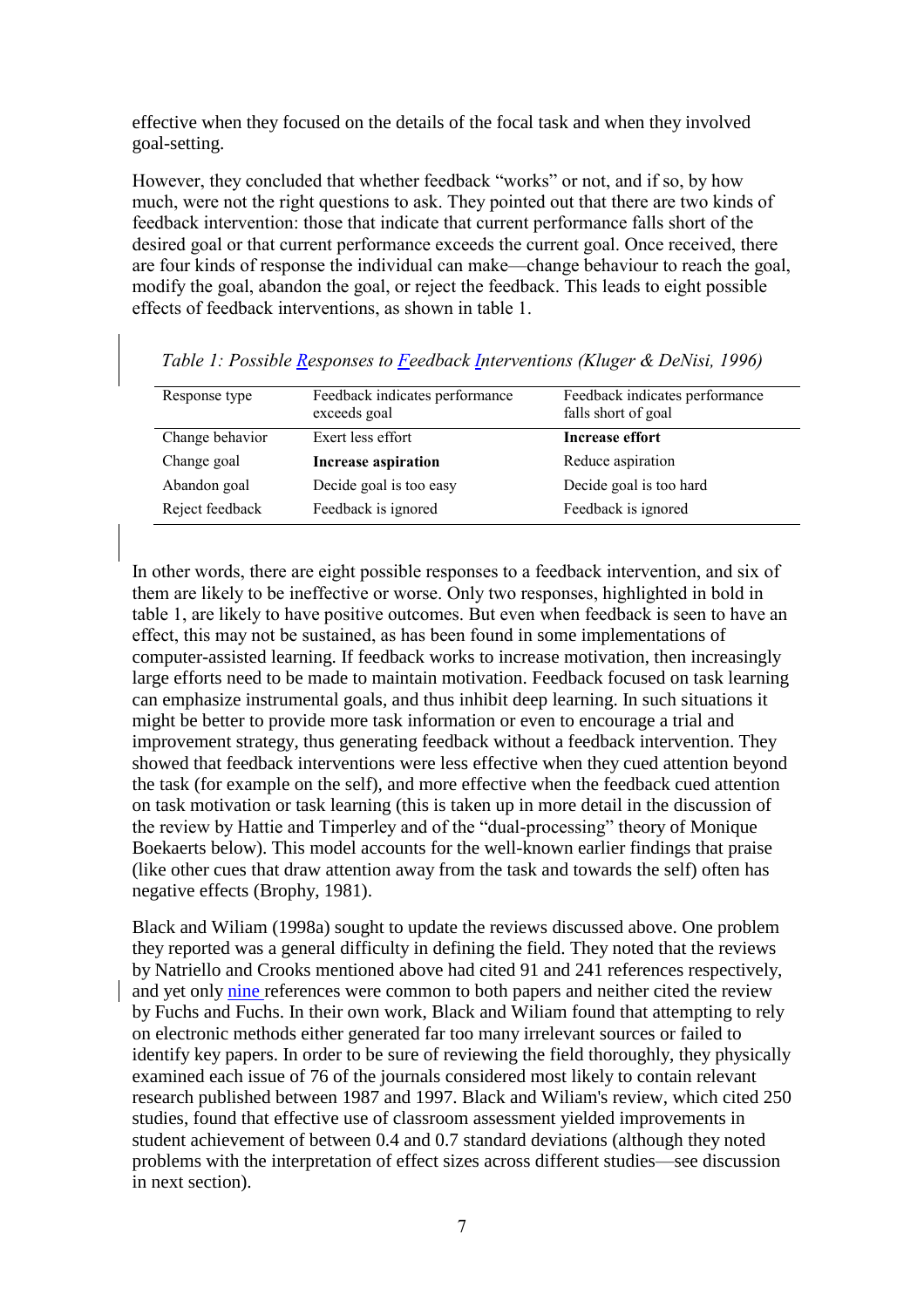effective when they focused on the details of the focal task and when they involved goal-setting.

However, they concluded that whether feedback "works" or not, and if so, by how much, were not the right questions to ask. They pointed out that there are two kinds of feedback intervention: those that indicate that current performance falls short of the desired goal or that current performance exceeds the current goal. Once received, there are four kinds of response the individual can make—change behaviour to reach the goal, modify the goal, abandon the goal, or reject the feedback. This leads to eight possible effects of feedback interventions, as shown in table 1.

*Table 1: Possible Responses to Feedback Interventions (Kluger & DeNisi, 1996)*

| Response type | Feedback indicates performance exceeds goal | Feedback indicates performance falls short of goal |
|---|---|---|
| Change behavior | Exert less effort | **Increase effort** |
| Change goal | **Increase aspiration** | Reduce aspiration |
| Abandon goal | Decide goal is too easy | Decide goal is too hard |
| Reject feedback | Feedback is ignored | Feedback is ignored |

In other words, there are eight possible responses to a feedback intervention, and six of them are likely to be ineffective or worse. Only two responses, highlighted in bold in table 1, are likely to have positive outcomes. But even when feedback is seen to have an effect, this may not be sustained, as has been found in some implementations of computer-assisted learning. If feedback works to increase motivation, then increasingly large efforts need to be made to maintain motivation. Feedback focused on task learning can emphasize instrumental goals, and thus inhibit deep learning. In such situations it might be better to provide more task information or even to encourage a trial and improvement strategy, thus generating feedback without a feedback intervention. They showed that feedback interventions were less effective when they cued attention beyond the task (for example on the self), and more effective when the feedback cued attention on task motivation or task learning (this is taken up in more detail in the discussion of the review by Hattie and Timperley and of the "dual-processing" theory of Monique Boekaerts below). This model accounts for the well-known earlier findings that praise (like other cues that draw attention away from the task and towards the self) often has negative effects (Brophy, 1981).

Black and Wiliam (1998a) sought to update the reviews discussed above. One problem they reported was a general difficulty in defining the field. They noted that the reviews by Natriello and Crooks mentioned above had cited 91 and 241 references respectively, and yet only nine references were common to both papers and neither cited the review by Fuchs and Fuchs. In their own work, Black and Wiliam found that attempting to rely on electronic methods either generated far too many irrelevant sources or failed to identify key papers. In order to be sure of reviewing the field thoroughly, they physically examined each issue of 76 of the journals considered most likely to contain relevant research published between 1987 and 1997. Black and Wiliam's review, which cited 250 studies, found that effective use of classroom assessment yielded improvements in student achievement of between 0.4 and 0.7 standard deviations (although they noted problems with the interpretation of effect sizes across different studies—see discussion in next section).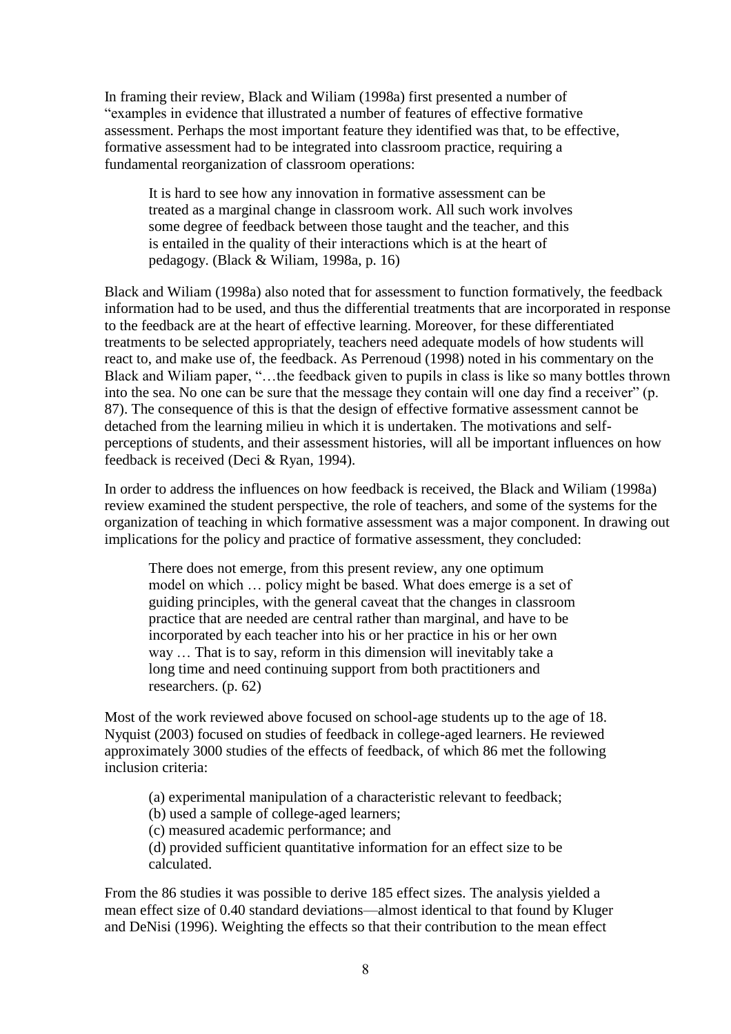In framing their review, Black and Wiliam (1998a) first presented a number of "examples in evidence that illustrated a number of features of effective formative assessment. Perhaps the most important feature they identified was that, to be effective, formative assessment had to be integrated into classroom practice, requiring a fundamental reorganization of classroom operations:

> It is hard to see how any innovation in formative assessment can be treated as a marginal change in classroom work. All such work involves some degree of feedback between those taught and the teacher, and this is entailed in the quality of their interactions which is at the heart of pedagogy. (Black & Wiliam, 1998a, p. 16)

Black and Wiliam (1998a) also noted that for assessment to function formatively, the feedback information had to be used, and thus the differential treatments that are incorporated in response to the feedback are at the heart of effective learning. Moreover, for these differentiated treatments to be selected appropriately, teachers need adequate models of how students will react to, and make use of, the feedback. As Perrenoud (1998) noted in his commentary on the Black and Wiliam paper, "…the feedback given to pupils in class is like so many bottles thrown into the sea. No one can be sure that the message they contain will one day find a receiver" (p. 87). The consequence of this is that the design of effective formative assessment cannot be detached from the learning milieu in which it is undertaken. The motivations and self-perceptions of students, and their assessment histories, will all be important influences on how feedback is received (Deci & Ryan, 1994).

In order to address the influences on how feedback is received, the Black and Wiliam (1998a) review examined the student perspective, the role of teachers, and some of the systems for the organization of teaching in which formative assessment was a major component. In drawing out implications for the policy and practice of formative assessment, they concluded:

> There does not emerge, from this present review, any one optimum model on which … policy might be based. What does emerge is a set of guiding principles, with the general caveat that the changes in classroom practice that are needed are central rather than marginal, and have to be incorporated by each teacher into his or her practice in his or her own way … That is to say, reform in this dimension will inevitably take a long time and need continuing support from both practitioners and researchers. (p. 62)

Most of the work reviewed above focused on school-age students up to the age of 18. Nyquist (2003) focused on studies of feedback in college-aged learners. He reviewed approximately 3000 studies of the effects of feedback, of which 86 met the following inclusion criteria:

> (a) experimental manipulation of a characteristic relevant to feedback;
> (b) used a sample of college-aged learners;
> (c) measured academic performance; and
> (d) provided sufficient quantitative information for an effect size to be calculated.

From the 86 studies it was possible to derive 185 effect sizes. The analysis yielded a mean effect size of 0.40 standard deviations—almost identical to that found by Kluger and DeNisi (1996). Weighting the effects so that their contribution to the mean effect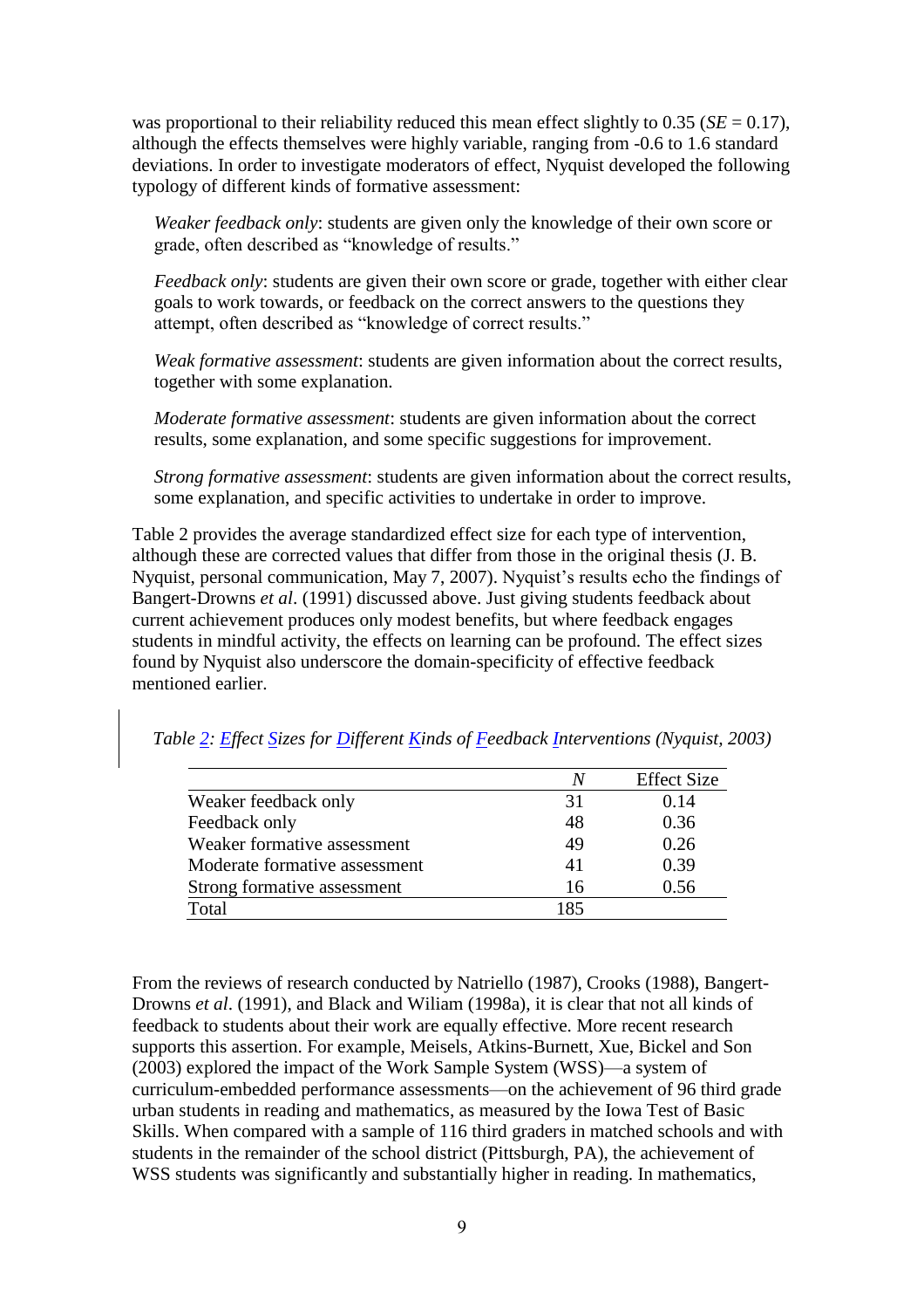was proportional to their reliability reduced this mean effect slightly to 0.35 (*SE* = 0.17), although the effects themselves were highly variable, ranging from -0.6 to 1.6 standard deviations. In order to investigate moderators of effect, Nyquist developed the following typology of different kinds of formative assessment:

> *Weaker feedback only*: students are given only the knowledge of their own score or grade, often described as "knowledge of results."
>
> *Feedback only*: students are given their own score or grade, together with either clear goals to work towards, or feedback on the correct answers to the questions they attempt, often described as "knowledge of correct results."
>
> *Weak formative assessment*: students are given information about the correct results, together with some explanation.
>
> *Moderate formative assessment*: students are given information about the correct results, some explanation, and some specific suggestions for improvement.
>
> *Strong formative assessment*: students are given information about the correct results, some explanation, and specific activities to undertake in order to improve.

Table 2 provides the average standardized effect size for each type of intervention, although these are corrected values that differ from those in the original thesis (J. B. Nyquist, personal communication, May 7, 2007). Nyquist's results echo the findings of Bangert-Drowns *et al*. (1991) discussed above. Just giving students feedback about current achievement produces only modest benefits, but where feedback engages students in mindful activity, the effects on learning can be profound. The effect sizes found by Nyquist also underscore the domain-specificity of effective feedback mentioned earlier.

*Table 2: Effect Sizes for Different Kinds of Feedback Interventions (Nyquist, 2003)*

| | *N* | Effect Size |
|---|---|---|
| Weaker feedback only | 31 | 0.14 |
| Feedback only | 48 | 0.36 |
| Weaker formative assessment | 49 | 0.26 |
| Moderate formative assessment | 41 | 0.39 |
| Strong formative assessment | 16 | 0.56 |
| Total | 185 | |

From the reviews of research conducted by Natriello (1987), Crooks (1988), Bangert-Drowns *et al*. (1991), and Black and Wiliam (1998a), it is clear that not all kinds of feedback to students about their work are equally effective. More recent research supports this assertion. For example, Meisels, Atkins-Burnett, Xue, Bickel and Son (2003) explored the impact of the Work Sample System (WSS)—a system of curriculum-embedded performance assessments—on the achievement of 96 third grade urban students in reading and mathematics, as measured by the Iowa Test of Basic Skills. When compared with a sample of 116 third graders in matched schools and with students in the remainder of the school district (Pittsburgh, PA), the achievement of WSS students was significantly and substantially higher in reading. In mathematics,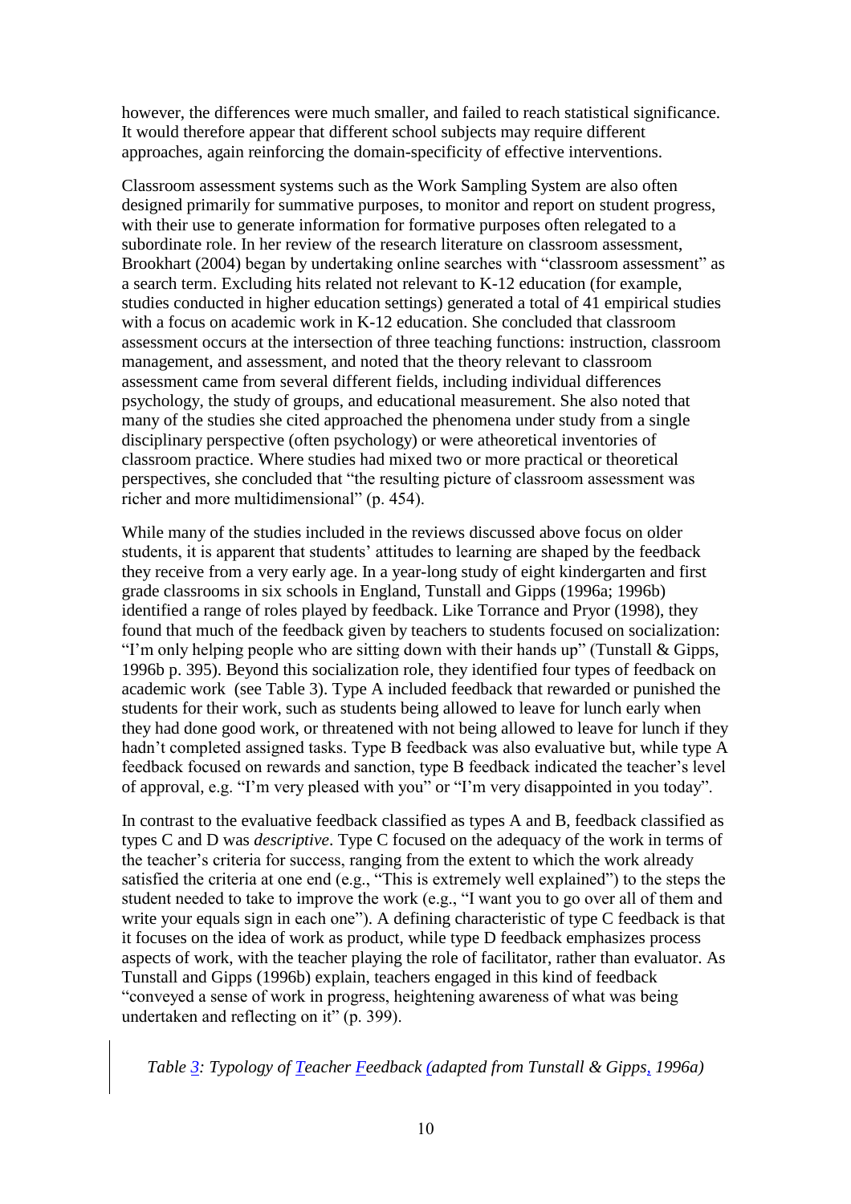however, the differences were much smaller, and failed to reach statistical significance. It would therefore appear that different school subjects may require different approaches, again reinforcing the domain-specificity of effective interventions.

Classroom assessment systems such as the Work Sampling System are also often designed primarily for summative purposes, to monitor and report on student progress, with their use to generate information for formative purposes often relegated to a subordinate role. In her review of the research literature on classroom assessment, Brookhart (2004) began by undertaking online searches with "classroom assessment" as a search term. Excluding hits related not relevant to K-12 education (for example, studies conducted in higher education settings) generated a total of 41 empirical studies with a focus on academic work in K-12 education. She concluded that classroom assessment occurs at the intersection of three teaching functions: instruction, classroom management, and assessment, and noted that the theory relevant to classroom assessment came from several different fields, including individual differences psychology, the study of groups, and educational measurement. She also noted that many of the studies she cited approached the phenomena under study from a single disciplinary perspective (often psychology) or were atheoretical inventories of classroom practice. Where studies had mixed two or more practical or theoretical perspectives, she concluded that "the resulting picture of classroom assessment was richer and more multidimensional" (p. 454).

While many of the studies included in the reviews discussed above focus on older students, it is apparent that students' attitudes to learning are shaped by the feedback they receive from a very early age. In a year-long study of eight kindergarten and first grade classrooms in six schools in England, Tunstall and Gipps (1996a; 1996b) identified a range of roles played by feedback. Like Torrance and Pryor (1998), they found that much of the feedback given by teachers to students focused on socialization: "I'm only helping people who are sitting down with their hands up" (Tunstall & Gipps, 1996b p. 395). Beyond this socialization role, they identified four types of feedback on academic work (see Table 3). Type A included feedback that rewarded or punished the students for their work, such as students being allowed to leave for lunch early when they had done good work, or threatened with not being allowed to leave for lunch if they hadn't completed assigned tasks. Type B feedback was also evaluative but, while type A feedback focused on rewards and sanction, type B feedback indicated the teacher's level of approval, e.g. "I'm very pleased with you" or "I'm very disappointed in you today".

In contrast to the evaluative feedback classified as types A and B, feedback classified as types C and D was *descriptive*. Type C focused on the adequacy of the work in terms of the teacher's criteria for success, ranging from the extent to which the work already satisfied the criteria at one end (e.g., "This is extremely well explained") to the steps the student needed to take to improve the work (e.g., "I want you to go over all of them and write your equals sign in each one"). A defining characteristic of type C feedback is that it focuses on the idea of work as product, while type D feedback emphasizes process aspects of work, with the teacher playing the role of facilitator, rather than evaluator. As Tunstall and Gipps (1996b) explain, teachers engaged in this kind of feedback "conveyed a sense of work in progress, heightening awareness of what was being undertaken and reflecting on it" (p. 399).

*Table 3: Typology of Teacher Feedback (adapted from Tunstall & Gipps, 1996a)*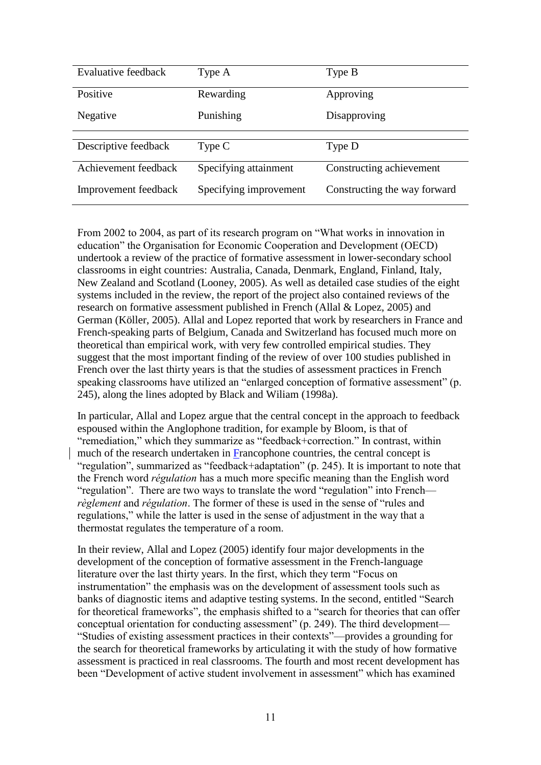| Evaluative feedback | Type A | Type B |
|---|---|---|
| Positive | Rewarding | Approving |
| Negative | Punishing | Disapproving |

| Descriptive feedback | Type C | Type D |
|---|---|---|
| Achievement feedback | Specifying attainment | Constructing achievement |
| Improvement feedback | Specifying improvement | Constructing the way forward |

From 2002 to 2004, as part of its research program on "What works in innovation in education" the Organisation for Economic Cooperation and Development (OECD) undertook a review of the practice of formative assessment in lower-secondary school classrooms in eight countries: Australia, Canada, Denmark, England, Finland, Italy, New Zealand and Scotland (Looney, 2005). As well as detailed case studies of the eight systems included in the review, the report of the project also contained reviews of the research on formative assessment published in French (Allal & Lopez, 2005) and German (Köller, 2005). Allal and Lopez reported that work by researchers in France and French-speaking parts of Belgium, Canada and Switzerland has focused much more on theoretical than empirical work, with very few controlled empirical studies. They suggest that the most important finding of the review of over 100 studies published in French over the last thirty years is that the studies of assessment practices in French speaking classrooms have utilized an "enlarged conception of formative assessment" (p. 245), along the lines adopted by Black and Wiliam (1998a).

In particular, Allal and Lopez argue that the central concept in the approach to feedback espoused within the Anglophone tradition, for example by Bloom, is that of "remediation," which they summarize as "feedback+correction." In contrast, within much of the research undertaken in Francophone countries, the central concept is "regulation", summarized as "feedback+adaptation" (p. 245). It is important to note that the French word *régulation* has a much more specific meaning than the English word "regulation". There are two ways to translate the word "regulation" into French—*règlement* and *régulation*. The former of these is used in the sense of "rules and regulations," while the latter is used in the sense of adjustment in the way that a thermostat regulates the temperature of a room.

In their review, Allal and Lopez (2005) identify four major developments in the development of the conception of formative assessment in the French-language literature over the last thirty years. In the first, which they term "Focus on instrumentation" the emphasis was on the development of assessment tools such as banks of diagnostic items and adaptive testing systems. In the second, entitled "Search for theoretical frameworks", the emphasis shifted to a "search for theories that can offer conceptual orientation for conducting assessment" (p. 249). The third development—"Studies of existing assessment practices in their contexts"—provides a grounding for the search for theoretical frameworks by articulating it with the study of how formative assessment is practiced in real classrooms. The fourth and most recent development has been "Development of active student involvement in assessment" which has examined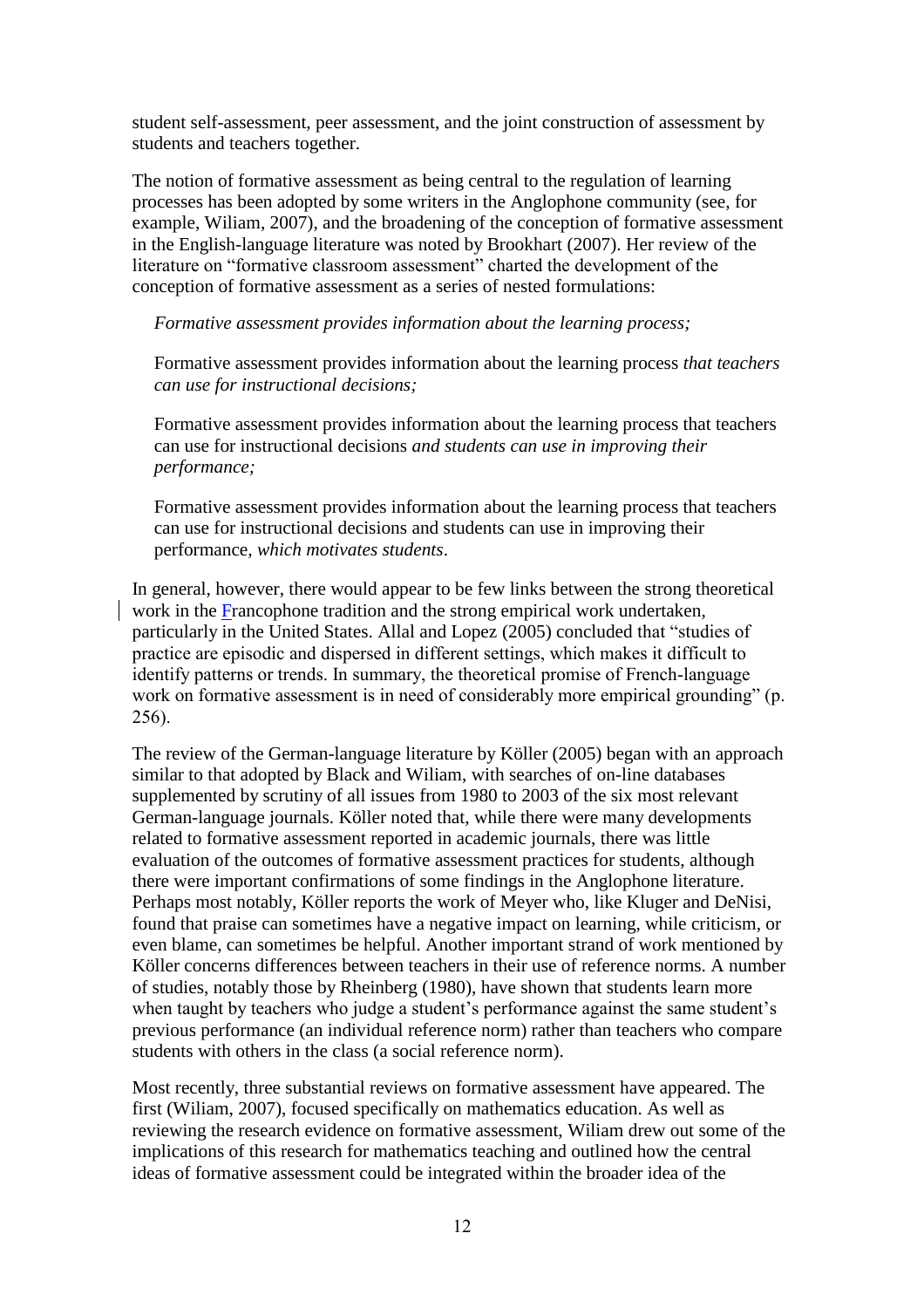student self-assessment, peer assessment, and the joint construction of assessment by students and teachers together.

The notion of formative assessment as being central to the regulation of learning processes has been adopted by some writers in the Anglophone community (see, for example, Wiliam, 2007), and the broadening of the conception of formative assessment in the English-language literature was noted by Brookhart (2007). Her review of the literature on "formative classroom assessment" charted the development of the conception of formative assessment as a series of nested formulations:

> *Formative assessment provides information about the learning process;*
>
> Formative assessment provides information about the learning process *that teachers can use for instructional decisions;*
>
> Formative assessment provides information about the learning process that teachers can use for instructional decisions *and students can use in improving their performance;*
>
> Formative assessment provides information about the learning process that teachers can use for instructional decisions and students can use in improving their performance, *which motivates students*.

In general, however, there would appear to be few links between the strong theoretical work in the Francophone tradition and the strong empirical work undertaken, particularly in the United States. Allal and Lopez (2005) concluded that "studies of practice are episodic and dispersed in different settings, which makes it difficult to identify patterns or trends. In summary, the theoretical promise of French-language work on formative assessment is in need of considerably more empirical grounding" (p. 256).

The review of the German-language literature by Köller (2005) began with an approach similar to that adopted by Black and Wiliam, with searches of on-line databases supplemented by scrutiny of all issues from 1980 to 2003 of the six most relevant German-language journals. Köller noted that, while there were many developments related to formative assessment reported in academic journals, there was little evaluation of the outcomes of formative assessment practices for students, although there were important confirmations of some findings in the Anglophone literature. Perhaps most notably, Köller reports the work of Meyer who, like Kluger and DeNisi, found that praise can sometimes have a negative impact on learning, while criticism, or even blame, can sometimes be helpful. Another important strand of work mentioned by Köller concerns differences between teachers in their use of reference norms. A number of studies, notably those by Rheinberg (1980), have shown that students learn more when taught by teachers who judge a student's performance against the same student's previous performance (an individual reference norm) rather than teachers who compare students with others in the class (a social reference norm).

Most recently, three substantial reviews on formative assessment have appeared. The first (Wiliam, 2007), focused specifically on mathematics education. As well as reviewing the research evidence on formative assessment, Wiliam drew out some of the implications of this research for mathematics teaching and outlined how the central ideas of formative assessment could be integrated within the broader idea of the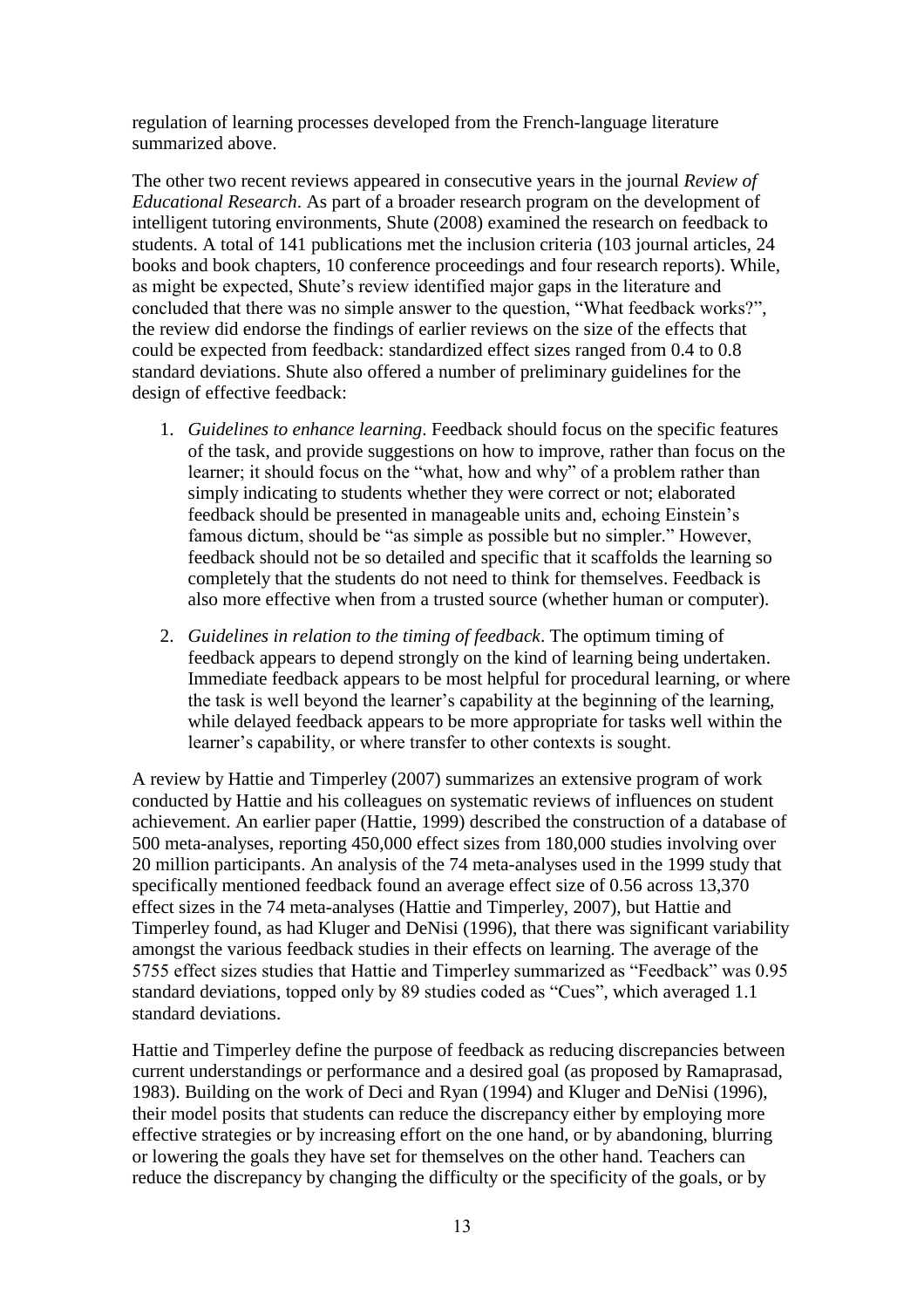regulation of learning processes developed from the French-language literature summarized above.

The other two recent reviews appeared in consecutive years in the journal *Review of Educational Research*. As part of a broader research program on the development of intelligent tutoring environments, Shute (2008) examined the research on feedback to students. A total of 141 publications met the inclusion criteria (103 journal articles, 24 books and book chapters, 10 conference proceedings and four research reports). While, as might be expected, Shute's review identified major gaps in the literature and concluded that there was no simple answer to the question, "What feedback works?", the review did endorse the findings of earlier reviews on the size of the effects that could be expected from feedback: standardized effect sizes ranged from 0.4 to 0.8 standard deviations. Shute also offered a number of preliminary guidelines for the design of effective feedback:

1. *Guidelines to enhance learning*. Feedback should focus on the specific features of the task, and provide suggestions on how to improve, rather than focus on the learner; it should focus on the "what, how and why" of a problem rather than simply indicating to students whether they were correct or not; elaborated feedback should be presented in manageable units and, echoing Einstein's famous dictum, should be "as simple as possible but no simpler." However, feedback should not be so detailed and specific that it scaffolds the learning so completely that the students do not need to think for themselves. Feedback is also more effective when from a trusted source (whether human or computer).

2. *Guidelines in relation to the timing of feedback*. The optimum timing of feedback appears to depend strongly on the kind of learning being undertaken. Immediate feedback appears to be most helpful for procedural learning, or where the task is well beyond the learner's capability at the beginning of the learning, while delayed feedback appears to be more appropriate for tasks well within the learner's capability, or where transfer to other contexts is sought.

A review by Hattie and Timperley (2007) summarizes an extensive program of work conducted by Hattie and his colleagues on systematic reviews of influences on student achievement. An earlier paper (Hattie, 1999) described the construction of a database of 500 meta-analyses, reporting 450,000 effect sizes from 180,000 studies involving over 20 million participants. An analysis of the 74 meta-analyses used in the 1999 study that specifically mentioned feedback found an average effect size of 0.56 across 13,370 effect sizes in the 74 meta-analyses (Hattie and Timperley, 2007), but Hattie and Timperley found, as had Kluger and DeNisi (1996), that there was significant variability amongst the various feedback studies in their effects on learning. The average of the 5755 effect sizes studies that Hattie and Timperley summarized as "Feedback" was 0.95 standard deviations, topped only by 89 studies coded as "Cues", which averaged 1.1 standard deviations.

Hattie and Timperley define the purpose of feedback as reducing discrepancies between current understandings or performance and a desired goal (as proposed by Ramaprasad, 1983). Building on the work of Deci and Ryan (1994) and Kluger and DeNisi (1996), their model posits that students can reduce the discrepancy either by employing more effective strategies or by increasing effort on the one hand, or by abandoning, blurring or lowering the goals they have set for themselves on the other hand. Teachers can reduce the discrepancy by changing the difficulty or the specificity of the goals, or by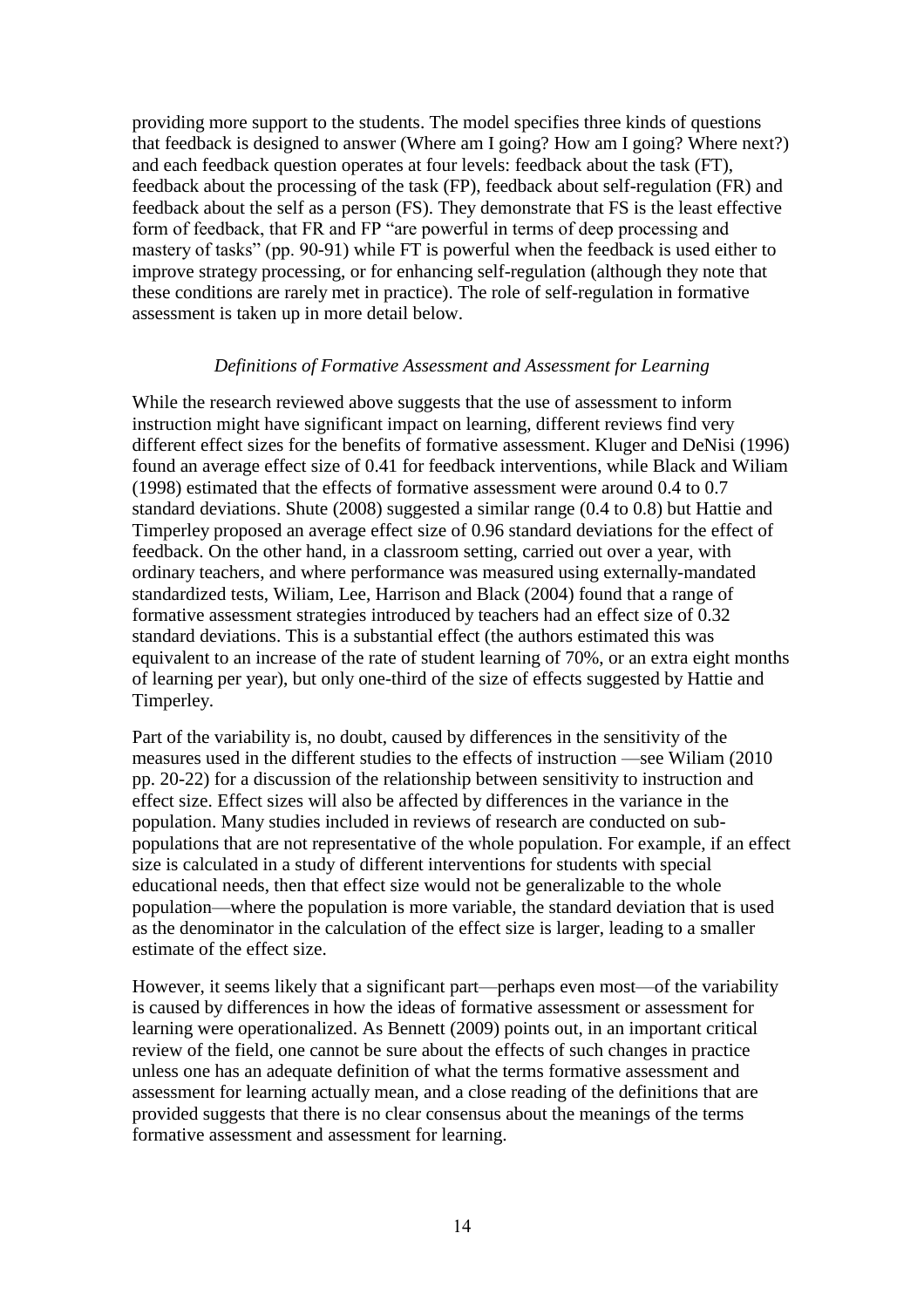providing more support to the students. The model specifies three kinds of questions that feedback is designed to answer (Where am I going? How am I going? Where next?) and each feedback question operates at four levels: feedback about the task (FT), feedback about the processing of the task (FP), feedback about self-regulation (FR) and feedback about the self as a person (FS). They demonstrate that FS is the least effective form of feedback, that FR and FP "are powerful in terms of deep processing and mastery of tasks" (pp. 90-91) while FT is powerful when the feedback is used either to improve strategy processing, or for enhancing self-regulation (although they note that these conditions are rarely met in practice). The role of self-regulation in formative assessment is taken up in more detail below.

### *Definitions of Formative Assessment and Assessment for Learning*

While the research reviewed above suggests that the use of assessment to inform instruction might have significant impact on learning, different reviews find very different effect sizes for the benefits of formative assessment. Kluger and DeNisi (1996) found an average effect size of 0.41 for feedback interventions, while Black and Wiliam (1998) estimated that the effects of formative assessment were around 0.4 to 0.7 standard deviations. Shute (2008) suggested a similar range (0.4 to 0.8) but Hattie and Timperley proposed an average effect size of 0.96 standard deviations for the effect of feedback. On the other hand, in a classroom setting, carried out over a year, with ordinary teachers, and where performance was measured using externally-mandated standardized tests, Wiliam, Lee, Harrison and Black (2004) found that a range of formative assessment strategies introduced by teachers had an effect size of 0.32 standard deviations. This is a substantial effect (the authors estimated this was equivalent to an increase of the rate of student learning of 70%, or an extra eight months of learning per year), but only one-third of the size of effects suggested by Hattie and Timperley.

Part of the variability is, no doubt, caused by differences in the sensitivity of the measures used in the different studies to the effects of instruction —see Wiliam (2010 pp. 20-22) for a discussion of the relationship between sensitivity to instruction and effect size. Effect sizes will also be affected by differences in the variance in the population. Many studies included in reviews of research are conducted on sub-populations that are not representative of the whole population. For example, if an effect size is calculated in a study of different interventions for students with special educational needs, then that effect size would not be generalizable to the whole population—where the population is more variable, the standard deviation that is used as the denominator in the calculation of the effect size is larger, leading to a smaller estimate of the effect size.

However, it seems likely that a significant part—perhaps even most—of the variability is caused by differences in how the ideas of formative assessment or assessment for learning were operationalized. As Bennett (2009) points out, in an important critical review of the field, one cannot be sure about the effects of such changes in practice unless one has an adequate definition of what the terms formative assessment and assessment for learning actually mean, and a close reading of the definitions that are provided suggests that there is no clear consensus about the meanings of the terms formative assessment and assessment for learning.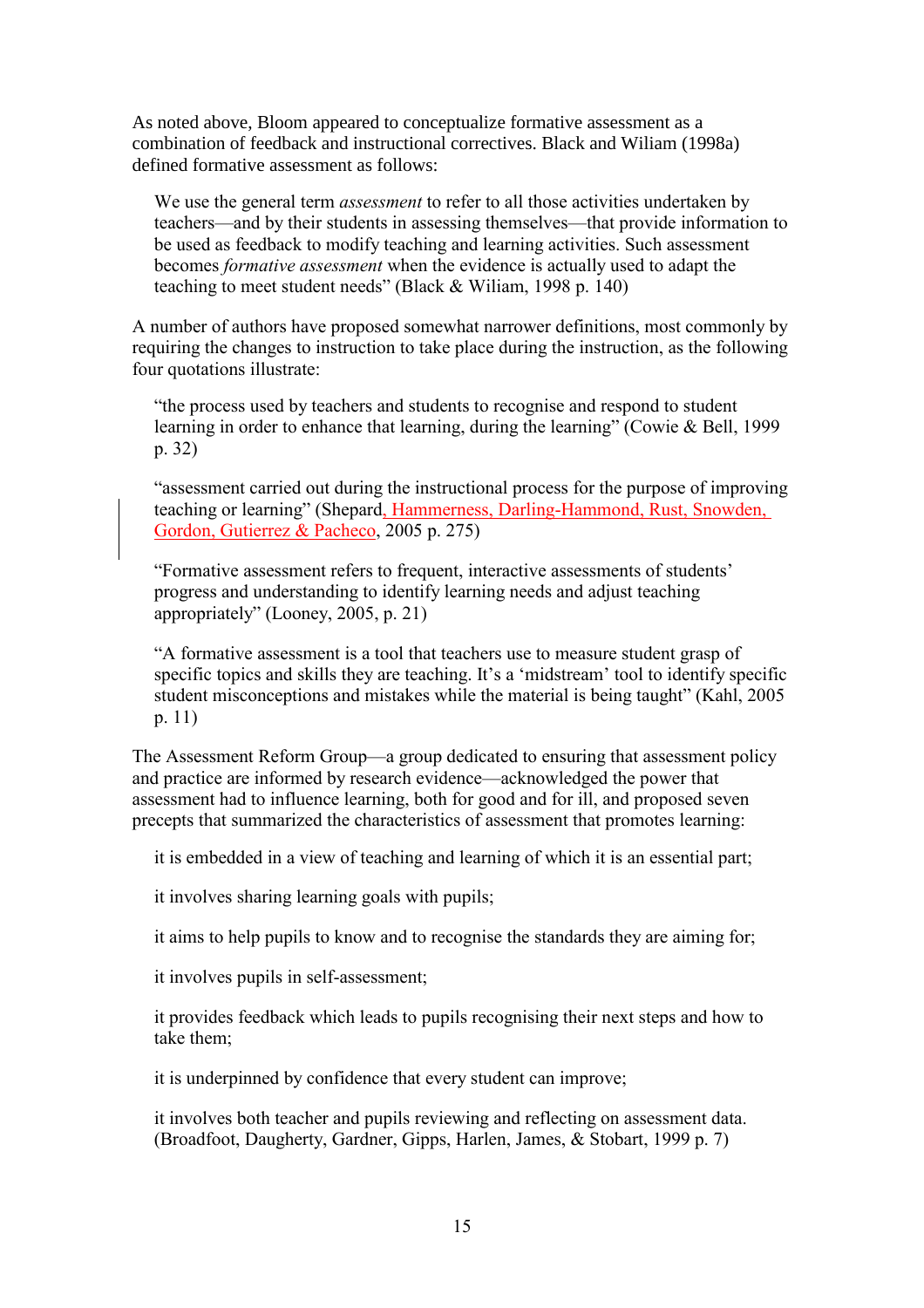As noted above, Bloom appeared to conceptualize formative assessment as a combination of feedback and instructional correctives. Black and Wiliam (1998a) defined formative assessment as follows:

> We use the general term *assessment* to refer to all those activities undertaken by teachers—and by their students in assessing themselves—that provide information to be used as feedback to modify teaching and learning activities. Such assessment becomes *formative assessment* when the evidence is actually used to adapt the teaching to meet student needs" (Black & Wiliam, 1998 p. 140)

A number of authors have proposed somewhat narrower definitions, most commonly by requiring the changes to instruction to take place during the instruction, as the following four quotations illustrate:

> "the process used by teachers and students to recognise and respond to student learning in order to enhance that learning, during the learning" (Cowie & Bell, 1999 p. 32)

> "assessment carried out during the instructional process for the purpose of improving teaching or learning" (Shepard, Hammerness, Darling-Hammond, Rust, Snowden, Gordon, Gutierrez & Pacheco, 2005 p. 275)

> "Formative assessment refers to frequent, interactive assessments of students' progress and understanding to identify learning needs and adjust teaching appropriately" (Looney, 2005, p. 21)

> "A formative assessment is a tool that teachers use to measure student grasp of specific topics and skills they are teaching. It's a 'midstream' tool to identify specific student misconceptions and mistakes while the material is being taught" (Kahl, 2005 p. 11)

The Assessment Reform Group—a group dedicated to ensuring that assessment policy and practice are informed by research evidence—acknowledged the power that assessment had to influence learning, both for good and for ill, and proposed seven precepts that summarized the characteristics of assessment that promotes learning:

> it is embedded in a view of teaching and learning of which it is an essential part;
>
> it involves sharing learning goals with pupils;
>
> it aims to help pupils to know and to recognise the standards they are aiming for;
>
> it involves pupils in self-assessment;
>
> it provides feedback which leads to pupils recognising their next steps and how to take them;
>
> it is underpinned by confidence that every student can improve;
>
> it involves both teacher and pupils reviewing and reflecting on assessment data. (Broadfoot, Daugherty, Gardner, Gipps, Harlen, James, & Stobart, 1999 p. 7)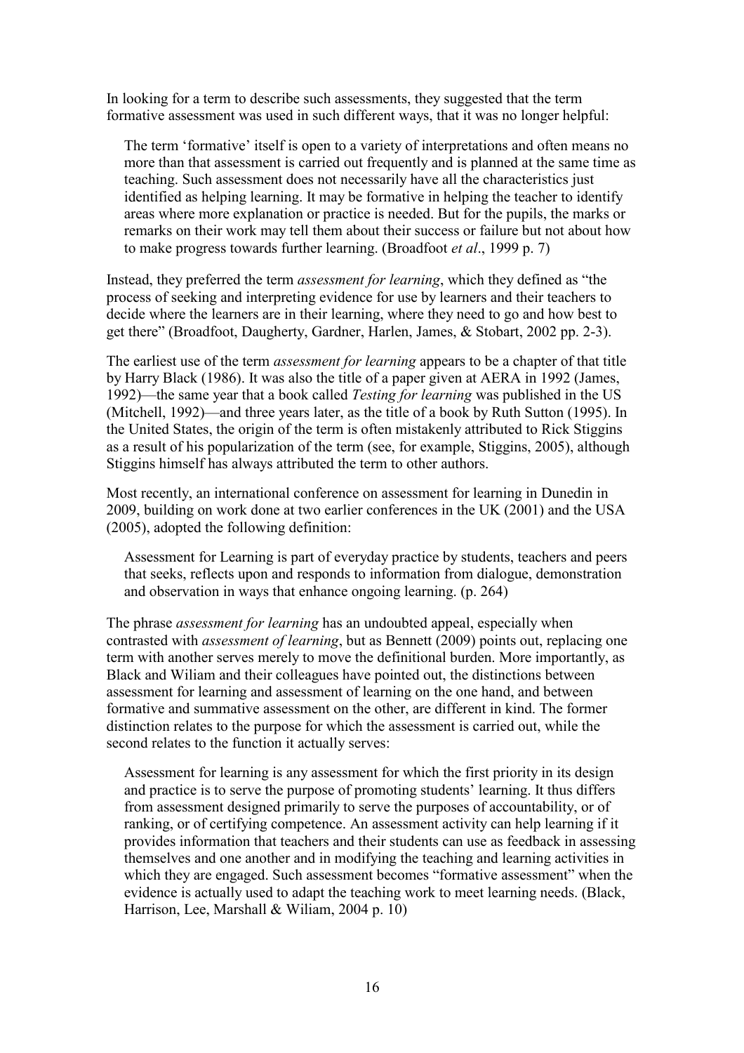In looking for a term to describe such assessments, they suggested that the term formative assessment was used in such different ways, that it was no longer helpful:

> The term 'formative' itself is open to a variety of interpretations and often means no more than that assessment is carried out frequently and is planned at the same time as teaching. Such assessment does not necessarily have all the characteristics just identified as helping learning. It may be formative in helping the teacher to identify areas where more explanation or practice is needed. But for the pupils, the marks or remarks on their work may tell them about their success or failure but not about how to make progress towards further learning. (Broadfoot *et al*., 1999 p. 7)

Instead, they preferred the term *assessment for learning*, which they defined as "the process of seeking and interpreting evidence for use by learners and their teachers to decide where the learners are in their learning, where they need to go and how best to get there" (Broadfoot, Daugherty, Gardner, Harlen, James, & Stobart, 2002 pp. 2-3).

The earliest use of the term *assessment for learning* appears to be a chapter of that title by Harry Black (1986). It was also the title of a paper given at AERA in 1992 (James, 1992)—the same year that a book called *Testing for learning* was published in the US (Mitchell, 1992)—and three years later, as the title of a book by Ruth Sutton (1995). In the United States, the origin of the term is often mistakenly attributed to Rick Stiggins as a result of his popularization of the term (see, for example, Stiggins, 2005), although Stiggins himself has always attributed the term to other authors.

Most recently, an international conference on assessment for learning in Dunedin in 2009, building on work done at two earlier conferences in the UK (2001) and the USA (2005), adopted the following definition:

> Assessment for Learning is part of everyday practice by students, teachers and peers that seeks, reflects upon and responds to information from dialogue, demonstration and observation in ways that enhance ongoing learning. (p. 264)

The phrase *assessment for learning* has an undoubted appeal, especially when contrasted with *assessment of learning*, but as Bennett (2009) points out, replacing one term with another serves merely to move the definitional burden. More importantly, as Black and Wiliam and their colleagues have pointed out, the distinctions between assessment for learning and assessment of learning on the one hand, and between formative and summative assessment on the other, are different in kind. The former distinction relates to the purpose for which the assessment is carried out, while the second relates to the function it actually serves:

> Assessment for learning is any assessment for which the first priority in its design and practice is to serve the purpose of promoting students' learning. It thus differs from assessment designed primarily to serve the purposes of accountability, or of ranking, or of certifying competence. An assessment activity can help learning if it provides information that teachers and their students can use as feedback in assessing themselves and one another and in modifying the teaching and learning activities in which they are engaged. Such assessment becomes "formative assessment" when the evidence is actually used to adapt the teaching work to meet learning needs. (Black, Harrison, Lee, Marshall & Wiliam, 2004 p. 10)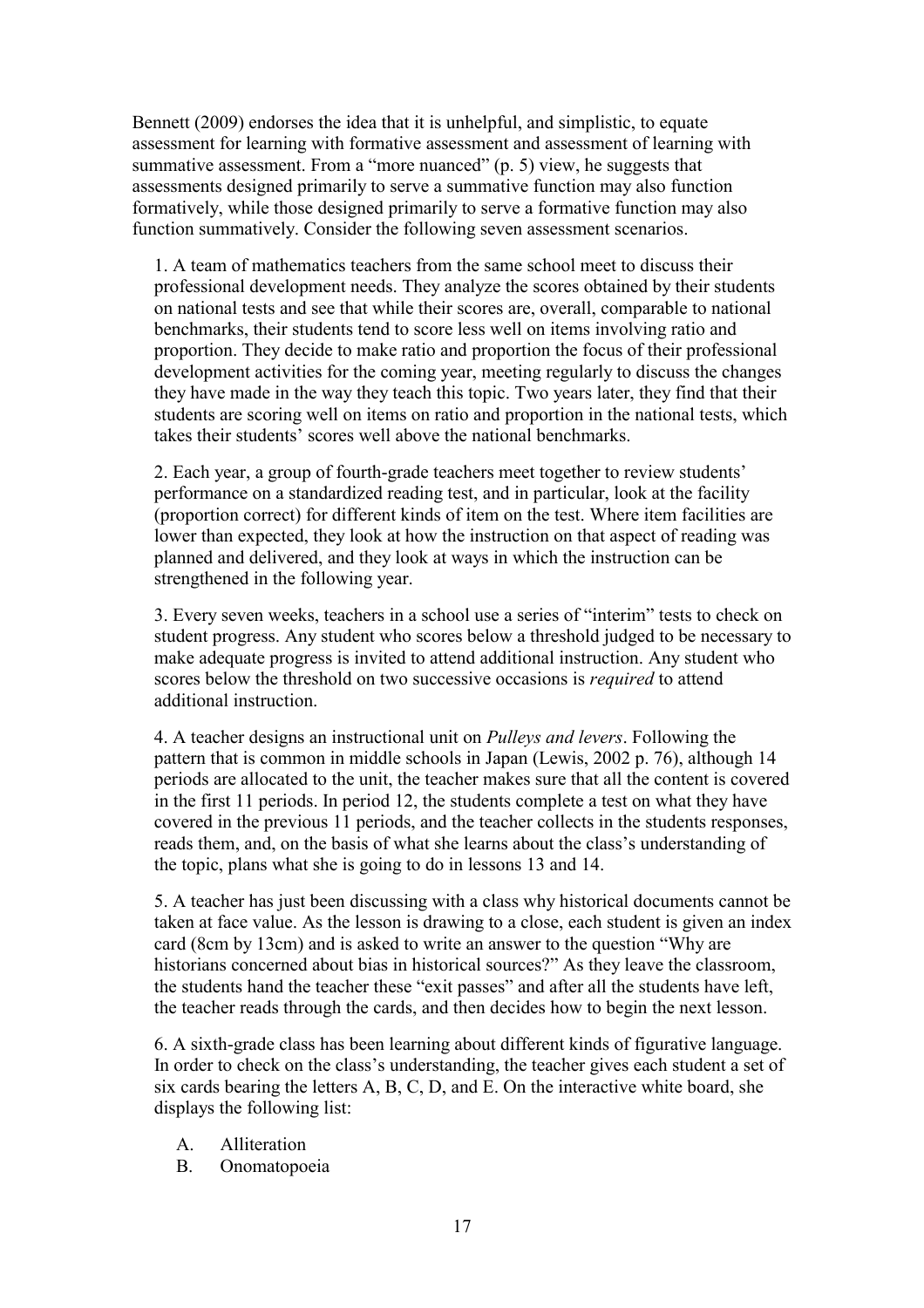Bennett (2009) endorses the idea that it is unhelpful, and simplistic, to equate assessment for learning with formative assessment and assessment of learning with summative assessment. From a "more nuanced" (p. 5) view, he suggests that assessments designed primarily to serve a summative function may also function formatively, while those designed primarily to serve a formative function may also function summatively. Consider the following seven assessment scenarios.

1. A team of mathematics teachers from the same school meet to discuss their professional development needs. They analyze the scores obtained by their students on national tests and see that while their scores are, overall, comparable to national benchmarks, their students tend to score less well on items involving ratio and proportion. They decide to make ratio and proportion the focus of their professional development activities for the coming year, meeting regularly to discuss the changes they have made in the way they teach this topic. Two years later, they find that their students are scoring well on items on ratio and proportion in the national tests, which takes their students' scores well above the national benchmarks.

2. Each year, a group of fourth-grade teachers meet together to review students' performance on a standardized reading test, and in particular, look at the facility (proportion correct) for different kinds of item on the test. Where item facilities are lower than expected, they look at how the instruction on that aspect of reading was planned and delivered, and they look at ways in which the instruction can be strengthened in the following year.

3. Every seven weeks, teachers in a school use a series of "interim" tests to check on student progress. Any student who scores below a threshold judged to be necessary to make adequate progress is invited to attend additional instruction. Any student who scores below the threshold on two successive occasions is *required* to attend additional instruction.

4. A teacher designs an instructional unit on *Pulleys and levers*. Following the pattern that is common in middle schools in Japan (Lewis, 2002 p. 76), although 14 periods are allocated to the unit, the teacher makes sure that all the content is covered in the first 11 periods. In period 12, the students complete a test on what they have covered in the previous 11 periods, and the teacher collects in the students responses, reads them, and, on the basis of what she learns about the class's understanding of the topic, plans what she is going to do in lessons 13 and 14.

5. A teacher has just been discussing with a class why historical documents cannot be taken at face value. As the lesson is drawing to a close, each student is given an index card (8cm by 13cm) and is asked to write an answer to the question "Why are historians concerned about bias in historical sources?" As they leave the classroom, the students hand the teacher these "exit passes" and after all the students have left, the teacher reads through the cards, and then decides how to begin the next lesson.

6. A sixth-grade class has been learning about different kinds of figurative language. In order to check on the class's understanding, the teacher gives each student a set of six cards bearing the letters A, B, C, D, and E. On the interactive white board, she displays the following list:

   A. Alliteration
   B. Onomatopoeia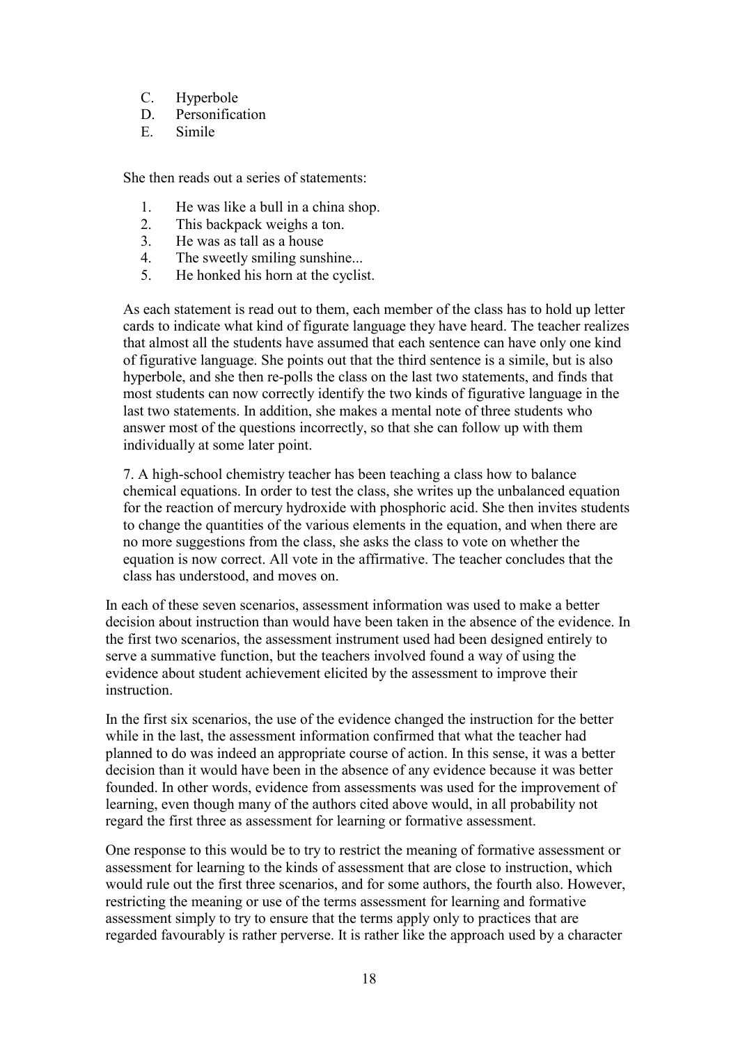C. Hyperbole
D. Personification
E. Simile

She then reads out a series of statements:

1. He was like a bull in a china shop.
2. This backpack weighs a ton.
3. He was as tall as a house
4. The sweetly smiling sunshine...
5. He honked his horn at the cyclist.

As each statement is read out to them, each member of the class has to hold up letter cards to indicate what kind of figurate language they have heard. The teacher realizes that almost all the students have assumed that each sentence can have only one kind of figurative language. She points out that the third sentence is a simile, but is also hyperbole, and she then re-polls the class on the last two statements, and finds that most students can now correctly identify the two kinds of figurative language in the last two statements. In addition, she makes a mental note of three students who answer most of the questions incorrectly, so that she can follow up with them individually at some later point.

7. A high-school chemistry teacher has been teaching a class how to balance chemical equations. In order to test the class, she writes up the unbalanced equation for the reaction of mercury hydroxide with phosphoric acid. She then invites students to change the quantities of the various elements in the equation, and when there are no more suggestions from the class, she asks the class to vote on whether the equation is now correct. All vote in the affirmative. The teacher concludes that the class has understood, and moves on.

In each of these seven scenarios, assessment information was used to make a better decision about instruction than would have been taken in the absence of the evidence. In the first two scenarios, the assessment instrument used had been designed entirely to serve a summative function, but the teachers involved found a way of using the evidence about student achievement elicited by the assessment to improve their instruction.

In the first six scenarios, the use of the evidence changed the instruction for the better while in the last, the assessment information confirmed that what the teacher had planned to do was indeed an appropriate course of action. In this sense, it was a better decision than it would have been in the absence of any evidence because it was better founded. In other words, evidence from assessments was used for the improvement of learning, even though many of the authors cited above would, in all probability not regard the first three as assessment for learning or formative assessment.

One response to this would be to try to restrict the meaning of formative assessment or assessment for learning to the kinds of assessment that are close to instruction, which would rule out the first three scenarios, and for some authors, the fourth also. However, restricting the meaning or use of the terms assessment for learning and formative assessment simply to try to ensure that the terms apply only to practices that are regarded favourably is rather perverse. It is rather like the approach used by a character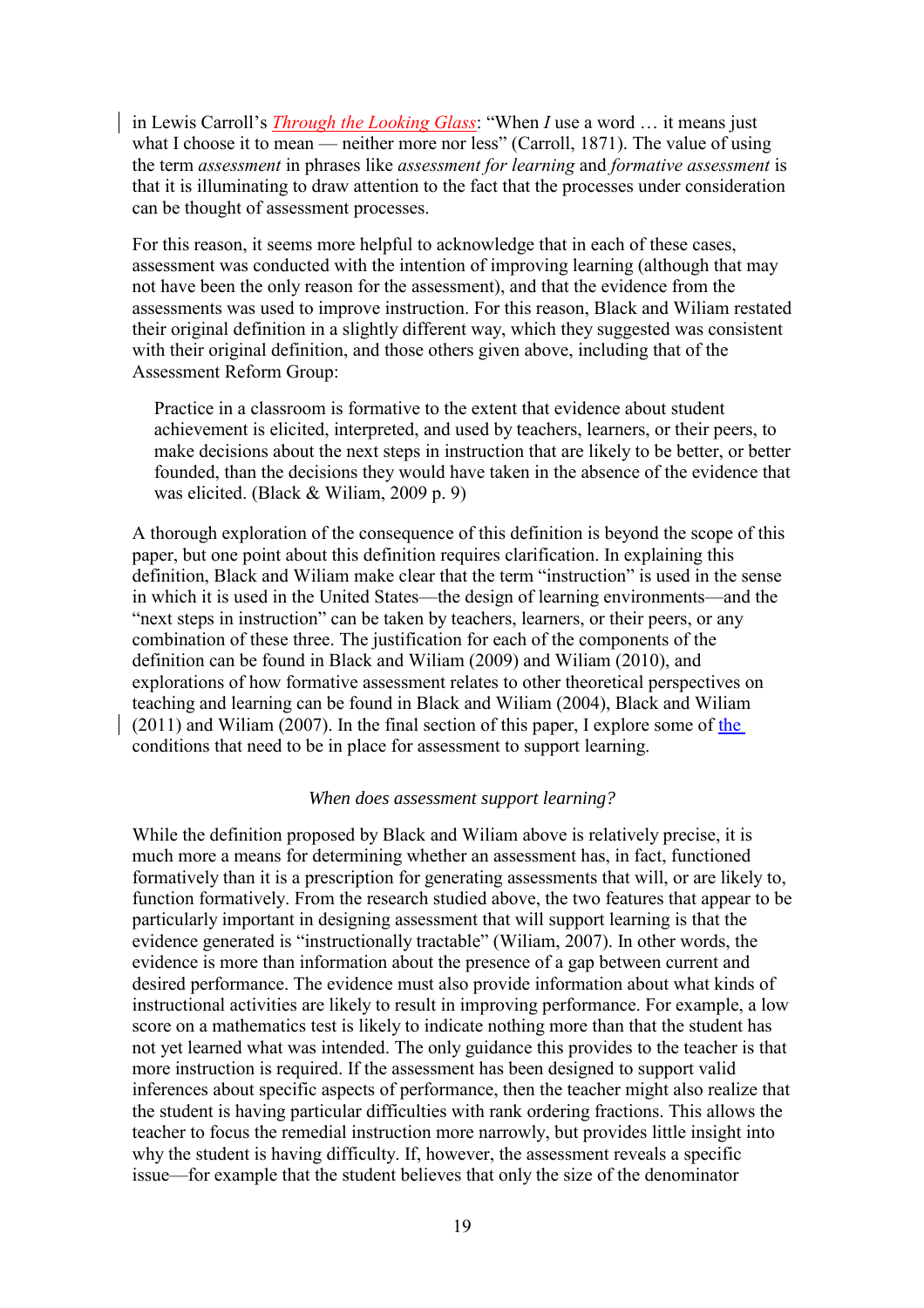in Lewis Carroll's *Through the Looking Glass*: "When *I* use a word … it means just what I choose it to mean — neither more nor less" (Carroll, 1871). The value of using the term *assessment* in phrases like *assessment for learning* and *formative assessment* is that it is illuminating to draw attention to the fact that the processes under consideration can be thought of assessment processes.

For this reason, it seems more helpful to acknowledge that in each of these cases, assessment was conducted with the intention of improving learning (although that may not have been the only reason for the assessment), and that the evidence from the assessments was used to improve instruction. For this reason, Black and Wiliam restated their original definition in a slightly different way, which they suggested was consistent with their original definition, and those others given above, including that of the Assessment Reform Group:

> Practice in a classroom is formative to the extent that evidence about student achievement is elicited, interpreted, and used by teachers, learners, or their peers, to make decisions about the next steps in instruction that are likely to be better, or better founded, than the decisions they would have taken in the absence of the evidence that was elicited. (Black & Wiliam, 2009 p. 9)

A thorough exploration of the consequence of this definition is beyond the scope of this paper, but one point about this definition requires clarification. In explaining this definition, Black and Wiliam make clear that the term "instruction" is used in the sense in which it is used in the United States—the design of learning environments—and the "next steps in instruction" can be taken by teachers, learners, or their peers, or any combination of these three. The justification for each of the components of the definition can be found in Black and Wiliam (2009) and Wiliam (2010), and explorations of how formative assessment relates to other theoretical perspectives on teaching and learning can be found in Black and Wiliam (2004), Black and Wiliam (2011) and Wiliam (2007). In the final section of this paper, I explore some of the conditions that need to be in place for assessment to support learning.

### *When does assessment support learning?*

While the definition proposed by Black and Wiliam above is relatively precise, it is much more a means for determining whether an assessment has, in fact, functioned formatively than it is a prescription for generating assessments that will, or are likely to, function formatively. From the research studied above, the two features that appear to be particularly important in designing assessment that will support learning is that the evidence generated is "instructionally tractable" (Wiliam, 2007). In other words, the evidence is more than information about the presence of a gap between current and desired performance. The evidence must also provide information about what kinds of instructional activities are likely to result in improving performance. For example, a low score on a mathematics test is likely to indicate nothing more than that the student has not yet learned what was intended. The only guidance this provides to the teacher is that more instruction is required. If the assessment has been designed to support valid inferences about specific aspects of performance, then the teacher might also realize that the student is having particular difficulties with rank ordering fractions. This allows the teacher to focus the remedial instruction more narrowly, but provides little insight into why the student is having difficulty. If, however, the assessment reveals a specific issue—for example that the student believes that only the size of the denominator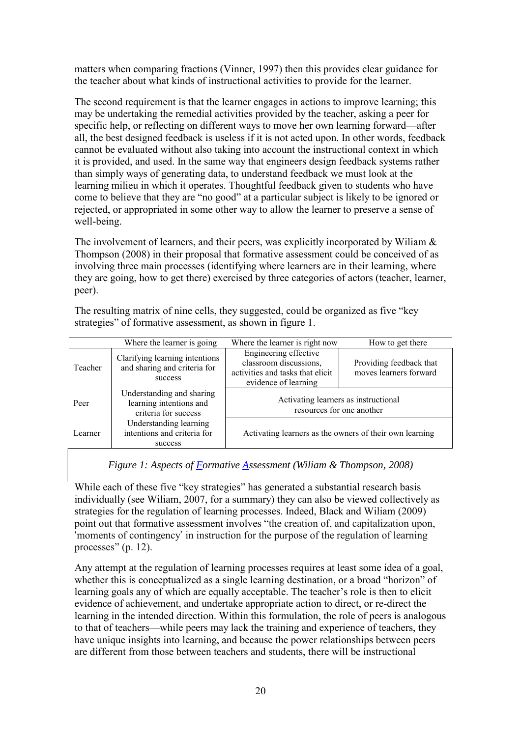matters when comparing fractions (Vinner, 1997) then this provides clear guidance for the teacher about what kinds of instructional activities to provide for the learner.

The second requirement is that the learner engages in actions to improve learning; this may be undertaking the remedial activities provided by the teacher, asking a peer for specific help, or reflecting on different ways to move her own learning forward—after all, the best designed feedback is useless if it is not acted upon. In other words, feedback cannot be evaluated without also taking into account the instructional context in which it is provided, and used. In the same way that engineers design feedback systems rather than simply ways of generating data, to understand feedback we must look at the learning milieu in which it operates. Thoughtful feedback given to students who have come to believe that they are "no good" at a particular subject is likely to be ignored or rejected, or appropriated in some other way to allow the learner to preserve a sense of well-being.

The involvement of learners, and their peers, was explicitly incorporated by Wiliam & Thompson (2008) in their proposal that formative assessment could be conceived of as involving three main processes (identifying where learners are in their learning, where they are going, how to get there) exercised by three categories of actors (teacher, learner, peer).

The resulting matrix of nine cells, they suggested, could be organized as five "key strategies" of formative assessment, as shown in figure 1.

| | Where the learner is going | Where the learner is right now | How to get there |
|---|---|---|---|
| Teacher | Clarifying learning intentions and sharing and criteria for success | Engineering effective classroom discussions, activities and tasks that elicit evidence of learning | Providing feedback that moves learners forward |
| Peer | Understanding and sharing learning intentions and criteria for success | Activating learners as instructional resources for one another | |
| Learner | Understanding learning intentions and criteria for success | Activating learners as the owners of their own learning | |

*Figure 1: Aspects of Formative Assessment (Wiliam & Thompson, 2008)*

While each of these five "key strategies" has generated a substantial research basis individually (see Wiliam, 2007, for a summary) they can also be viewed collectively as strategies for the regulation of learning processes. Indeed, Black and Wiliam (2009) point out that formative assessment involves "the creation of, and capitalization upon, 'moments of contingency' in instruction for the purpose of the regulation of learning processes" (p. 12).

Any attempt at the regulation of learning processes requires at least some idea of a goal, whether this is conceptualized as a single learning destination, or a broad "horizon" of learning goals any of which are equally acceptable. The teacher's role is then to elicit evidence of achievement, and undertake appropriate action to direct, or re-direct the learning in the intended direction. Within this formulation, the role of peers is analogous to that of teachers—while peers may lack the training and experience of teachers, they have unique insights into learning, and because the power relationships between peers are different from those between teachers and students, there will be instructional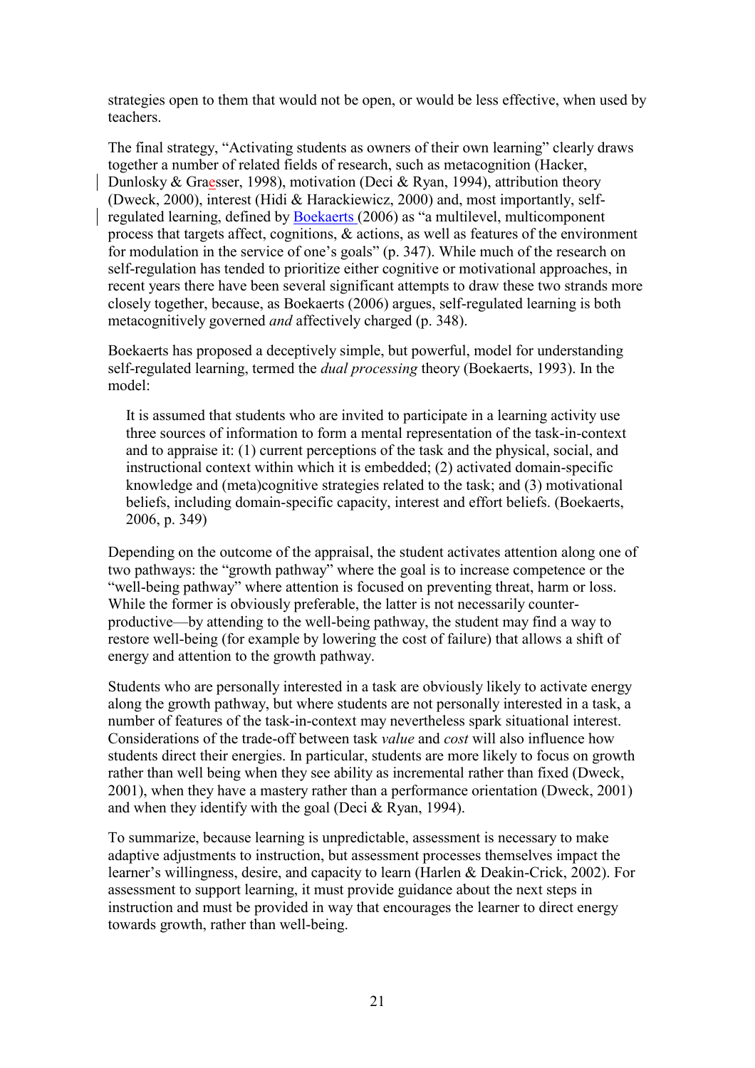strategies open to them that would not be open, or would be less effective, when used by teachers.

The final strategy, "Activating students as owners of their own learning" clearly draws together a number of related fields of research, such as metacognition (Hacker, Dunlosky & Graesser, 1998), motivation (Deci & Ryan, 1994), attribution theory (Dweck, 2000), interest (Hidi & Harackiewicz, 2000) and, most importantly, self-regulated learning, defined by Boekaerts (2006) as "a multilevel, multicomponent process that targets affect, cognitions, & actions, as well as features of the environment for modulation in the service of one's goals" (p. 347). While much of the research on self-regulation has tended to prioritize either cognitive or motivational approaches, in recent years there have been several significant attempts to draw these two strands more closely together, because, as Boekaerts (2006) argues, self-regulated learning is both metacognitively governed *and* affectively charged (p. 348).

Boekaerts has proposed a deceptively simple, but powerful, model for understanding self-regulated learning, termed the *dual processing* theory (Boekaerts, 1993). In the model:

> It is assumed that students who are invited to participate in a learning activity use three sources of information to form a mental representation of the task-in-context and to appraise it: (1) current perceptions of the task and the physical, social, and instructional context within which it is embedded; (2) activated domain-specific knowledge and (meta)cognitive strategies related to the task; and (3) motivational beliefs, including domain-specific capacity, interest and effort beliefs. (Boekaerts, 2006, p. 349)

Depending on the outcome of the appraisal, the student activates attention along one of two pathways: the "growth pathway" where the goal is to increase competence or the "well-being pathway" where attention is focused on preventing threat, harm or loss. While the former is obviously preferable, the latter is not necessarily counter-productive—by attending to the well-being pathway, the student may find a way to restore well-being (for example by lowering the cost of failure) that allows a shift of energy and attention to the growth pathway.

Students who are personally interested in a task are obviously likely to activate energy along the growth pathway, but where students are not personally interested in a task, a number of features of the task-in-context may nevertheless spark situational interest. Considerations of the trade-off between task *value* and *cost* will also influence how students direct their energies. In particular, students are more likely to focus on growth rather than well being when they see ability as incremental rather than fixed (Dweck, 2001), when they have a mastery rather than a performance orientation (Dweck, 2001) and when they identify with the goal (Deci & Ryan, 1994).

To summarize, because learning is unpredictable, assessment is necessary to make adaptive adjustments to instruction, but assessment processes themselves impact the learner's willingness, desire, and capacity to learn (Harlen & Deakin-Crick, 2002). For assessment to support learning, it must provide guidance about the next steps in instruction and must be provided in way that encourages the learner to direct energy towards growth, rather than well-being.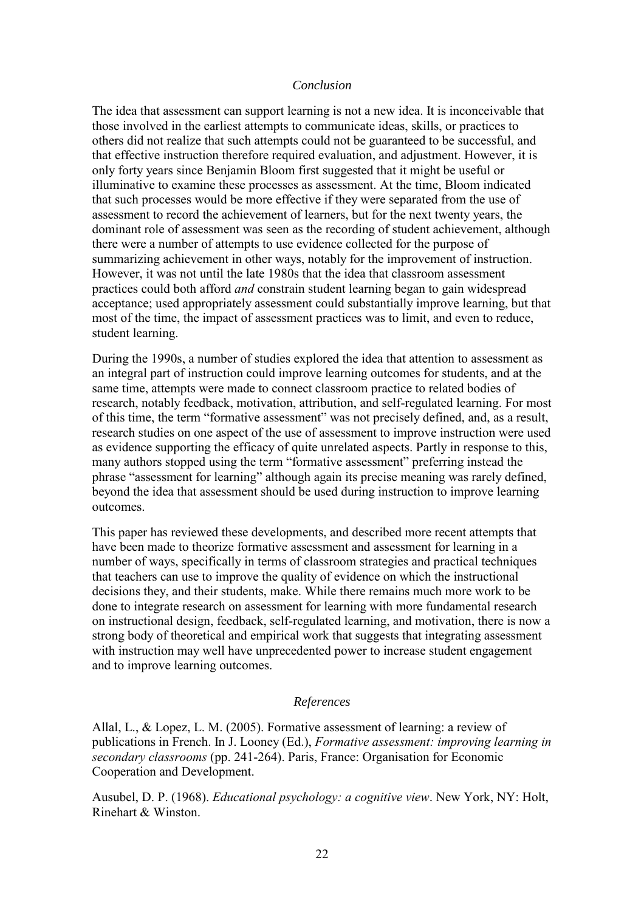## *Conclusion*

The idea that assessment can support learning is not a new idea. It is inconceivable that those involved in the earliest attempts to communicate ideas, skills, or practices to others did not realize that such attempts could not be guaranteed to be successful, and that effective instruction therefore required evaluation, and adjustment. However, it is only forty years since Benjamin Bloom first suggested that it might be useful or illuminative to examine these processes as assessment. At the time, Bloom indicated that such processes would be more effective if they were separated from the use of assessment to record the achievement of learners, but for the next twenty years, the dominant role of assessment was seen as the recording of student achievement, although there were a number of attempts to use evidence collected for the purpose of summarizing achievement in other ways, notably for the improvement of instruction. However, it was not until the late 1980s that the idea that classroom assessment practices could both afford *and* constrain student learning began to gain widespread acceptance; used appropriately assessment could substantially improve learning, but that most of the time, the impact of assessment practices was to limit, and even to reduce, student learning.

During the 1990s, a number of studies explored the idea that attention to assessment as an integral part of instruction could improve learning outcomes for students, and at the same time, attempts were made to connect classroom practice to related bodies of research, notably feedback, motivation, attribution, and self-regulated learning. For most of this time, the term "formative assessment" was not precisely defined, and, as a result, research studies on one aspect of the use of assessment to improve instruction were used as evidence supporting the efficacy of quite unrelated aspects. Partly in response to this, many authors stopped using the term "formative assessment" preferring instead the phrase "assessment for learning" although again its precise meaning was rarely defined, beyond the idea that assessment should be used during instruction to improve learning outcomes.

This paper has reviewed these developments, and described more recent attempts that have been made to theorize formative assessment and assessment for learning in a number of ways, specifically in terms of classroom strategies and practical techniques that teachers can use to improve the quality of evidence on which the instructional decisions they, and their students, make. While there remains much more work to be done to integrate research on assessment for learning with more fundamental research on instructional design, feedback, self-regulated learning, and motivation, there is now a strong body of theoretical and empirical work that suggests that integrating assessment with instruction may well have unprecedented power to increase student engagement and to improve learning outcomes.

## *References*

Allal, L., & Lopez, L. M. (2005). Formative assessment of learning: a review of publications in French. In J. Looney (Ed.), *Formative assessment: improving learning in secondary classrooms* (pp. 241-264). Paris, France: Organisation for Economic Cooperation and Development.

Ausubel, D. P. (1968). *Educational psychology: a cognitive view*. New York, NY: Holt, Rinehart & Winston.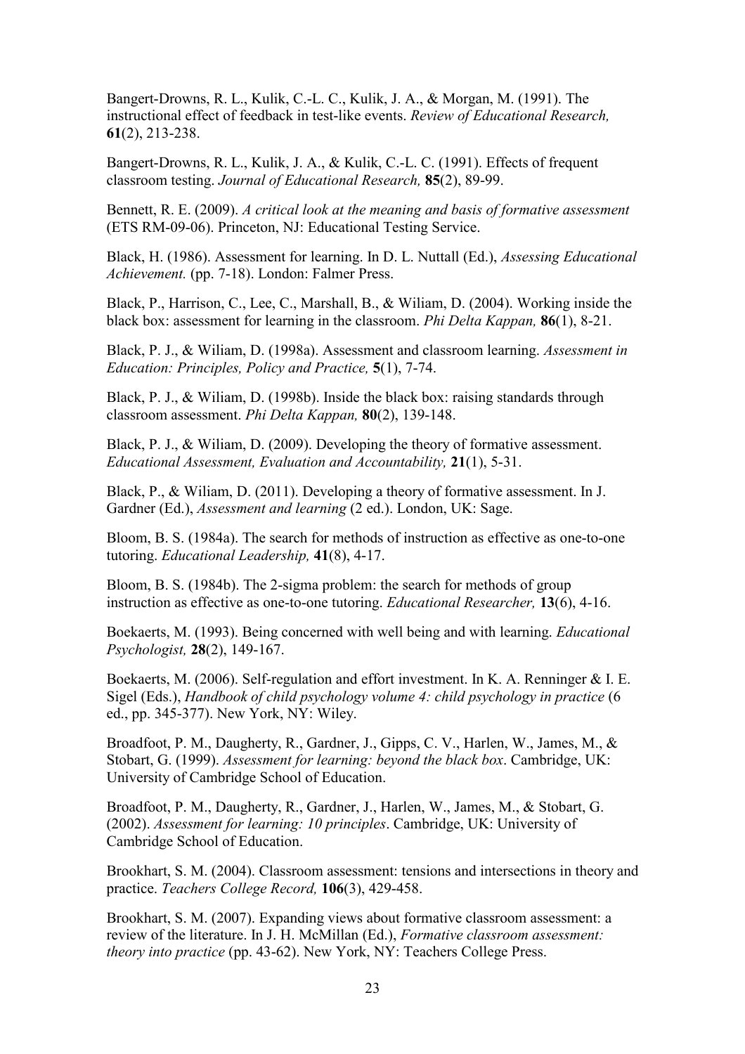Bangert-Drowns, R. L., Kulik, C.-L. C., Kulik, J. A., & Morgan, M. (1991). The instructional effect of feedback in test-like events. *Review of Educational Research,* **61**(2), 213-238.

Bangert-Drowns, R. L., Kulik, J. A., & Kulik, C.-L. C. (1991). Effects of frequent classroom testing. *Journal of Educational Research,* **85**(2), 89-99.

Bennett, R. E. (2009). *A critical look at the meaning and basis of formative assessment* (ETS RM-09-06). Princeton, NJ: Educational Testing Service.

Black, H. (1986). Assessment for learning. In D. L. Nuttall (Ed.), *Assessing Educational Achievement.* (pp. 7-18). London: Falmer Press.

Black, P., Harrison, C., Lee, C., Marshall, B., & Wiliam, D. (2004). Working inside the black box: assessment for learning in the classroom. *Phi Delta Kappan,* **86**(1), 8-21.

Black, P. J., & Wiliam, D. (1998a). Assessment and classroom learning. *Assessment in Education: Principles, Policy and Practice,* **5**(1), 7-74.

Black, P. J., & Wiliam, D. (1998b). Inside the black box: raising standards through classroom assessment. *Phi Delta Kappan,* **80**(2), 139-148.

Black, P. J., & Wiliam, D. (2009). Developing the theory of formative assessment. *Educational Assessment, Evaluation and Accountability,* **21**(1), 5-31.

Black, P., & Wiliam, D. (2011). Developing a theory of formative assessment. In J. Gardner (Ed.), *Assessment and learning* (2 ed.). London, UK: Sage.

Bloom, B. S. (1984a). The search for methods of instruction as effective as one-to-one tutoring. *Educational Leadership,* **41**(8), 4-17.

Bloom, B. S. (1984b). The 2-sigma problem: the search for methods of group instruction as effective as one-to-one tutoring. *Educational Researcher,* **13**(6), 4-16.

Boekaerts, M. (1993). Being concerned with well being and with learning. *Educational Psychologist,* **28**(2), 149-167.

Boekaerts, M. (2006). Self-regulation and effort investment. In K. A. Renninger & I. E. Sigel (Eds.), *Handbook of child psychology volume 4: child psychology in practice* (6 ed., pp. 345-377). New York, NY: Wiley.

Broadfoot, P. M., Daugherty, R., Gardner, J., Gipps, C. V., Harlen, W., James, M., & Stobart, G. (1999). *Assessment for learning: beyond the black box*. Cambridge, UK: University of Cambridge School of Education.

Broadfoot, P. M., Daugherty, R., Gardner, J., Harlen, W., James, M., & Stobart, G. (2002). *Assessment for learning: 10 principles*. Cambridge, UK: University of Cambridge School of Education.

Brookhart, S. M. (2004). Classroom assessment: tensions and intersections in theory and practice. *Teachers College Record,* **106**(3), 429-458.

Brookhart, S. M. (2007). Expanding views about formative classroom assessment: a review of the literature. In J. H. McMillan (Ed.), *Formative classroom assessment: theory into practice* (pp. 43-62). New York, NY: Teachers College Press.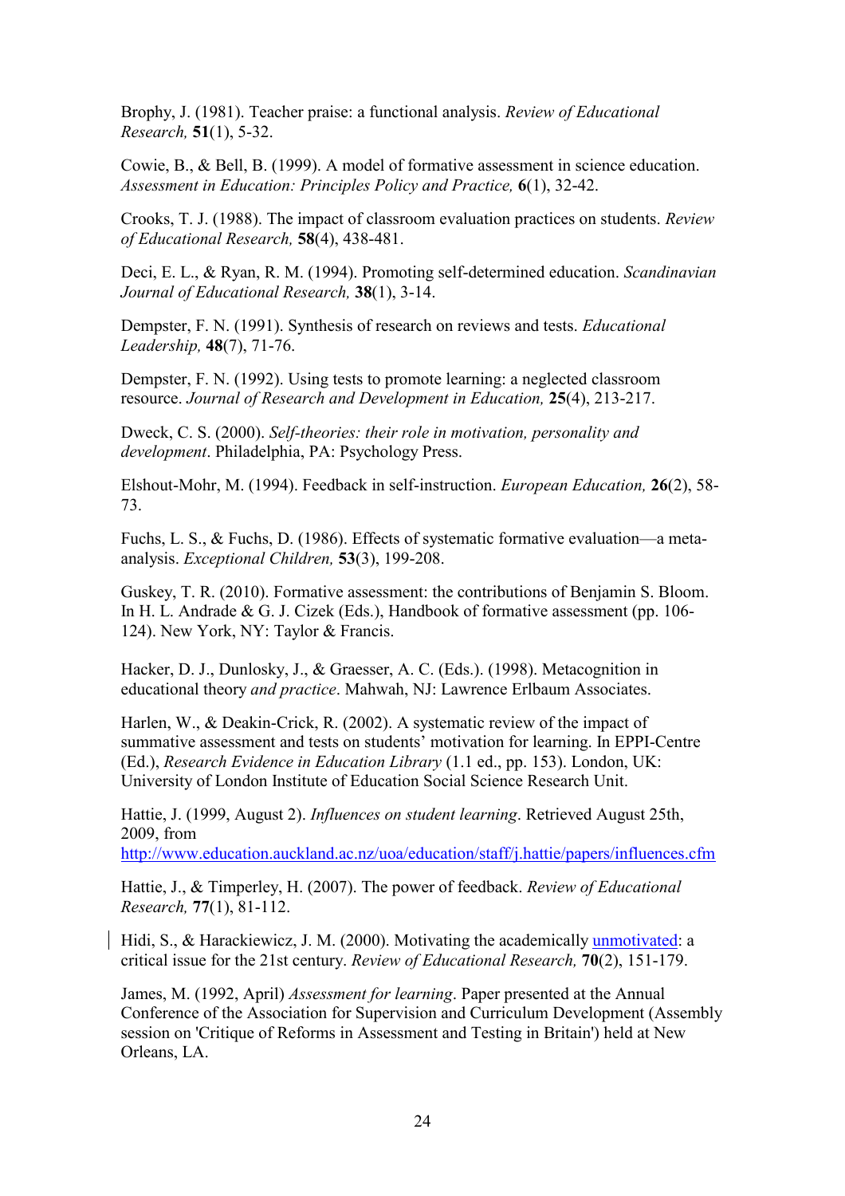Brophy, J. (1981). Teacher praise: a functional analysis. *Review of Educational Research,* **51**(1), 5-32.

Cowie, B., & Bell, B. (1999). A model of formative assessment in science education. *Assessment in Education: Principles Policy and Practice,* **6**(1), 32-42.

Crooks, T. J. (1988). The impact of classroom evaluation practices on students. *Review of Educational Research,* **58**(4), 438-481.

Deci, E. L., & Ryan, R. M. (1994). Promoting self-determined education. *Scandinavian Journal of Educational Research,* **38**(1), 3-14.

Dempster, F. N. (1991). Synthesis of research on reviews and tests. *Educational Leadership,* **48**(7), 71-76.

Dempster, F. N. (1992). Using tests to promote learning: a neglected classroom resource. *Journal of Research and Development in Education,* **25**(4), 213-217.

Dweck, C. S. (2000). *Self-theories: their role in motivation, personality and development*. Philadelphia, PA: Psychology Press.

Elshout-Mohr, M. (1994). Feedback in self-instruction. *European Education,* **26**(2), 58-73.

Fuchs, L. S., & Fuchs, D. (1986). Effects of systematic formative evaluation—a meta-analysis. *Exceptional Children,* **53**(3), 199-208.

Guskey, T. R. (2010). Formative assessment: the contributions of Benjamin S. Bloom. In H. L. Andrade & G. J. Cizek (Eds.), Handbook of formative assessment (pp. 106-124). New York, NY: Taylor & Francis.

Hacker, D. J., Dunlosky, J., & Graesser, A. C. (Eds.). (1998). Metacognition in educational theory *and practice*. Mahwah, NJ: Lawrence Erlbaum Associates.

Harlen, W., & Deakin-Crick, R. (2002). A systematic review of the impact of summative assessment and tests on students' motivation for learning. In EPPI-Centre (Ed.), *Research Evidence in Education Library* (1.1 ed., pp. 153). London, UK: University of London Institute of Education Social Science Research Unit.

Hattie, J. (1999, August 2). *Influences on student learning*. Retrieved August 25th, 2009, from http://www.education.auckland.ac.nz/uoa/education/staff/j.hattie/papers/influences.cfm

Hattie, J., & Timperley, H. (2007). The power of feedback. *Review of Educational Research,* **77**(1), 81-112.

Hidi, S., & Harackiewicz, J. M. (2000). Motivating the academically unmotivated: a critical issue for the 21st century. *Review of Educational Research,* **70**(2), 151-179.

James, M. (1992, April) *Assessment for learning*. Paper presented at the Annual Conference of the Association for Supervision and Curriculum Development (Assembly session on 'Critique of Reforms in Assessment and Testing in Britain') held at New Orleans, LA.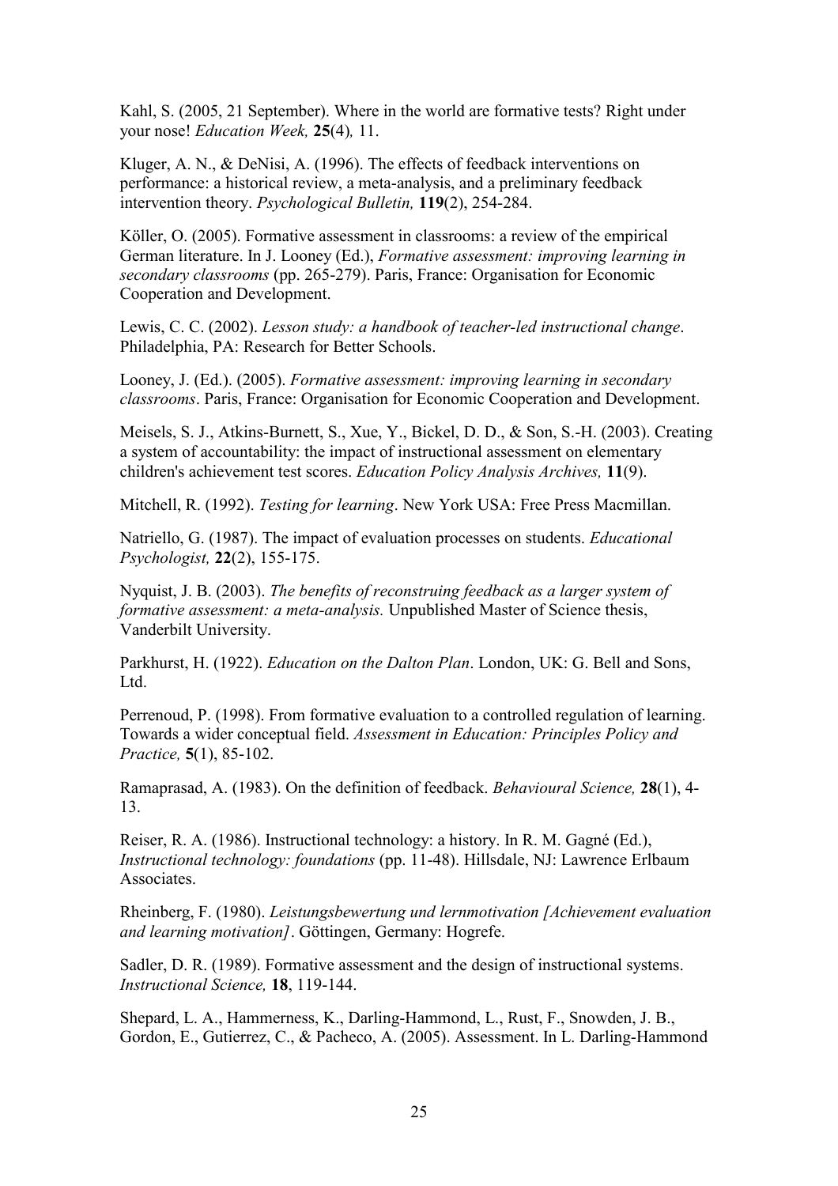Kahl, S. (2005, 21 September). Where in the world are formative tests? Right under your nose! *Education Week,* **25**(4)*,* 11.

Kluger, A. N., & DeNisi, A. (1996). The effects of feedback interventions on performance: a historical review, a meta-analysis, and a preliminary feedback intervention theory. *Psychological Bulletin,* **119**(2), 254-284.

Köller, O. (2005). Formative assessment in classrooms: a review of the empirical German literature. In J. Looney (Ed.), *Formative assessment: improving learning in secondary classrooms* (pp. 265-279). Paris, France: Organisation for Economic Cooperation and Development.

Lewis, C. C. (2002). *Lesson study: a handbook of teacher-led instructional change*. Philadelphia, PA: Research for Better Schools.

Looney, J. (Ed.). (2005). *Formative assessment: improving learning in secondary classrooms*. Paris, France: Organisation for Economic Cooperation and Development.

Meisels, S. J., Atkins-Burnett, S., Xue, Y., Bickel, D. D., & Son, S.-H. (2003). Creating a system of accountability: the impact of instructional assessment on elementary children's achievement test scores. *Education Policy Analysis Archives,* **11**(9).

Mitchell, R. (1992). *Testing for learning*. New York USA: Free Press Macmillan.

Natriello, G. (1987). The impact of evaluation processes on students. *Educational Psychologist,* **22**(2), 155-175.

Nyquist, J. B. (2003). *The benefits of reconstruing feedback as a larger system of formative assessment: a meta-analysis.* Unpublished Master of Science thesis, Vanderbilt University.

Parkhurst, H. (1922). *Education on the Dalton Plan*. London, UK: G. Bell and Sons, Ltd.

Perrenoud, P. (1998). From formative evaluation to a controlled regulation of learning. Towards a wider conceptual field. *Assessment in Education: Principles Policy and Practice,* **5**(1), 85-102.

Ramaprasad, A. (1983). On the definition of feedback. *Behavioural Science,* **28**(1), 4-13.

Reiser, R. A. (1986). Instructional technology: a history. In R. M. Gagné (Ed.), *Instructional technology: foundations* (pp. 11-48). Hillsdale, NJ: Lawrence Erlbaum Associates.

Rheinberg, F. (1980). *Leistungsbewertung und lernmotivation [Achievement evaluation and learning motivation]*. Göttingen, Germany: Hogrefe.

Sadler, D. R. (1989). Formative assessment and the design of instructional systems. *Instructional Science,* **18**, 119-144.

Shepard, L. A., Hammerness, K., Darling-Hammond, L., Rust, F., Snowden, J. B., Gordon, E., Gutierrez, C., & Pacheco, A. (2005). Assessment. In L. Darling-Hammond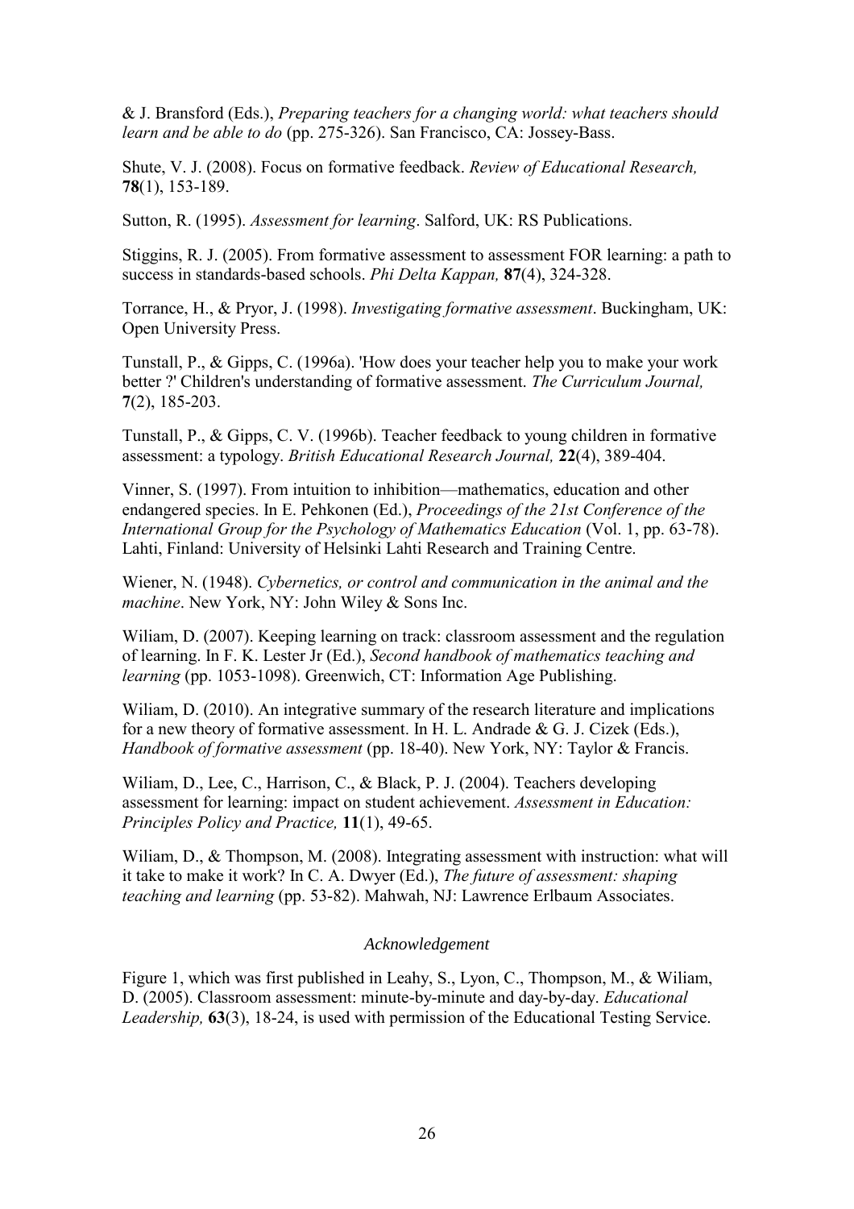& J. Bransford (Eds.), *Preparing teachers for a changing world: what teachers should learn and be able to do* (pp. 275-326). San Francisco, CA: Jossey-Bass.

Shute, V. J. (2008). Focus on formative feedback. *Review of Educational Research,* **78**(1), 153-189.

Sutton, R. (1995). *Assessment for learning*. Salford, UK: RS Publications.

Stiggins, R. J. (2005). From formative assessment to assessment FOR learning: a path to success in standards-based schools. *Phi Delta Kappan,* **87**(4), 324-328.

Torrance, H., & Pryor, J. (1998). *Investigating formative assessment*. Buckingham, UK: Open University Press.

Tunstall, P., & Gipps, C. (1996a). 'How does your teacher help you to make your work better ?' Children's understanding of formative assessment. *The Curriculum Journal,* **7**(2), 185-203.

Tunstall, P., & Gipps, C. V. (1996b). Teacher feedback to young children in formative assessment: a typology. *British Educational Research Journal,* **22**(4), 389-404.

Vinner, S. (1997). From intuition to inhibition—mathematics, education and other endangered species. In E. Pehkonen (Ed.), *Proceedings of the 21st Conference of the International Group for the Psychology of Mathematics Education* (Vol. 1, pp. 63-78). Lahti, Finland: University of Helsinki Lahti Research and Training Centre.

Wiener, N. (1948). *Cybernetics, or control and communication in the animal and the machine*. New York, NY: John Wiley & Sons Inc.

Wiliam, D. (2007). Keeping learning on track: classroom assessment and the regulation of learning. In F. K. Lester Jr (Ed.), *Second handbook of mathematics teaching and learning* (pp. 1053-1098). Greenwich, CT: Information Age Publishing.

Wiliam, D. (2010). An integrative summary of the research literature and implications for a new theory of formative assessment. In H. L. Andrade & G. J. Cizek (Eds.), *Handbook of formative assessment* (pp. 18-40). New York, NY: Taylor & Francis.

Wiliam, D., Lee, C., Harrison, C., & Black, P. J. (2004). Teachers developing assessment for learning: impact on student achievement. *Assessment in Education: Principles Policy and Practice,* **11**(1), 49-65.

Wiliam, D., & Thompson, M. (2008). Integrating assessment with instruction: what will it take to make it work? In C. A. Dwyer (Ed.), *The future of assessment: shaping teaching and learning* (pp. 53-82). Mahwah, NJ: Lawrence Erlbaum Associates.

### *Acknowledgement*

Figure 1, which was first published in Leahy, S., Lyon, C., Thompson, M., & Wiliam, D. (2005). Classroom assessment: minute-by-minute and day-by-day. *Educational Leadership,* **63**(3), 18-24, is used with permission of the Educational Testing Service.